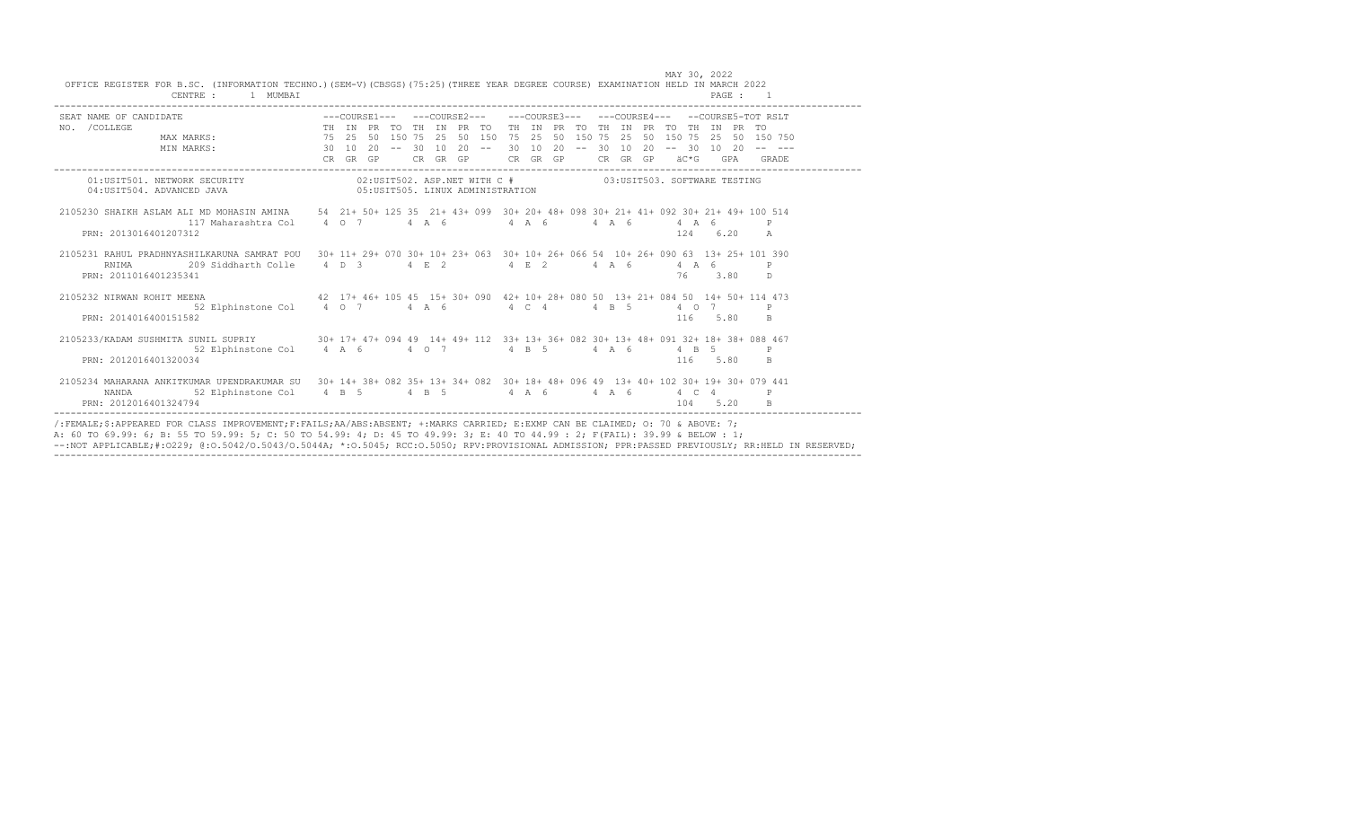MAY 30, 2022

OFFICE REGISTER FOR B.SC. (INFORMATION TECHNO.)(SEM-V)(CBSGS)(75:25)(THREE YEAR DEGREE COURSE) EXAMINATION HELD IN MARCH 2022

CENTRE : 1 MUMBAI

| SEAT NO. | NAME OF CANDIDATE / COLLEGE | ---COURSE1--- | | | | ---COURSE2--- | | | | ---COURSE3--- | | | | ---COURSE4--- | | | | --COURSE5-TOT | | | | RSLT |
|---|---|---|---|---|---|---|---|---|---|---|---|---|---|---|---|---|---|---|---|---|---|---|
| | | TH | IN | PR | TO | TH | IN | PR | TO | TH | IN | PR | TO | TH | IN | PR | TO | TH | IN | PR | TO | |
| | MAX MARKS: | 75 | 25 | 50 | 150 | 75 | 25 | 50 | 150 | 75 | 25 | 50 | 150 | 75 | 25 | 50 | 150 | 75 | 25 | 50 | 150 | 750 |
| | MIN MARKS: | 30 | 10 | 20 | -- | 30 | 10 | 20 | -- | 30 | 10 | 20 | -- | 30 | 10 | 20 | -- | 30 | 10 | 20 | -- | --- |
| | | CR | GR | GP | | CR | GR | GP | | CR | GR | GP | | CR | GR | GP | | äC*G | | GPA | | GRADE |

01:USIT501. NETWORK SECURITY 02:USIT502. ASP.NET WITH C # 03:USIT503. SOFTWARE TESTING
04:USIT504. ADVANCED JAVA 05:USIT505. LINUX ADMINISTRATION

| SEAT NO. | NAME OF CANDIDATE / COLLEGE | TH | IN | PR | TO | TH | IN | PR | TO | TH | IN | PR | TO | TH | IN | PR | TO | TH | IN | PR | TO | RSLT |
|---|---|---|---|---|---|---|---|---|---|---|---|---|---|---|---|---|---|---|---|---|---|---|
| 2105230 | SHAIKH ASLAM ALI MD MOHASIN AMINA | 54 | 21+ | 50+ | 125 | 35 | 21+ | 43+ | 099 | 30+ | 20+ | 48+ | 098 | 30+ | 21+ | 41+ | 092 | 30+ | 21+ | 49+ | 100 | 514 |
| | 117 Maharashtra Col | 4 | O | 7 | | 4 | A | 6 | | 4 | A | 6 | | 4 | A | 6 | | 4 | A | 6 | | P |
| | PRN: 2013016401207312 | | | | | | | | | | | | | | | | | 124 | | 6.20 | | A |
| 2105231 | RAHUL PRADHNYASHILKARUNA SAMRAT POU RNIMA | 30+ | 11+ | 29+ | 070 | 30+ | 10+ | 23+ | 063 | 30+ | 10+ | 26+ | 066 | 54 | 10+ | 26+ | 090 | 63 | 13+ | 25+ | 101 | 390 |
| | 209 Siddharth Colle | 4 | D | 3 | | 4 | E | 2 | | 4 | E | 2 | | 4 | A | 6 | | 4 | A | 6 | | P |
| | PRN: 2011016401235341 | | | | | | | | | | | | | | | | | 76 | | 3.80 | | D |
| 2105232 | NIRWAN ROHIT MEENA | 42 | 17+ | 46+ | 105 | 45 | 15+ | 30+ | 090 | 42+ | 10+ | 28+ | 080 | 50 | 13+ | 21+ | 084 | 50 | 14+ | 50+ | 114 | 473 |
| | 52 Elphinstone Col | 4 | O | 7 | | 4 | A | 6 | | 4 | C | 4 | | 4 | B | 5 | | 4 | O | 7 | | P |
| | PRN: 2014016400151582 | | | | | | | | | | | | | | | | | 116 | | 5.80 | | B |
| 2105233 | /KADAM SUSHMITA SUNIL SUPRIY | 30+ | 17+ | 47+ | 094 | 49 | 14+ | 49+ | 112 | 33+ | 13+ | 36+ | 082 | 30+ | 13+ | 48+ | 091 | 32+ | 18+ | 38+ | 088 | 467 |
| | 52 Elphinstone Col | 4 | A | 6 | | 4 | O | 7 | | 4 | B | 5 | | 4 | A | 6 | | 4 | B | 5 | | P |
| | PRN: 2012016401320034 | | | | | | | | | | | | | | | | | 116 | | 5.80 | | B |
| 2105234 | MAHARANA ANKITKUMAR UPENDRAKUMAR SU NANDA | 30+ | 14+ | 38+ | 082 | 35+ | 13+ | 34+ | 082 | 30+ | 18+ | 48+ | 096 | 49 | 13+ | 40+ | 102 | 30+ | 19+ | 30+ | 079 | 441 |
| | 52 Elphinstone Col | 4 | B | 5 | | 4 | B | 5 | | 4 | A | 6 | | 4 | A | 6 | | 4 | C | 4 | | P |
| | PRN: 2012016401324794 | | | | | | | | | | | | | | | | | 104 | | 5.20 | | B |

/:FEMALE;$:APPEARED FOR CLASS IMPROVEMENT;F:FAILS;AA/ABS:ABSENT; +:MARKS CARRIED; E:EXMP CAN BE CLAIMED; O: 70 & ABOVE: 7;
A: 60 TO 69.99: 6; B: 55 TO 59.99: 5; C: 50 TO 54.99: 4; D: 45 TO 49.99: 3; E: 40 TO 44.99 : 2; F(FAIL): 39.99 & BELOW : 1;
--:NOT APPLICABLE;#:O229; @:O.5042/O.5043/O.5044A; *:O.5045; RCC:O.5050; RPV:PROVISIONAL ADMISSION; PPR:PASSED PREVIOUSLY; RR:HELD IN RESERVED;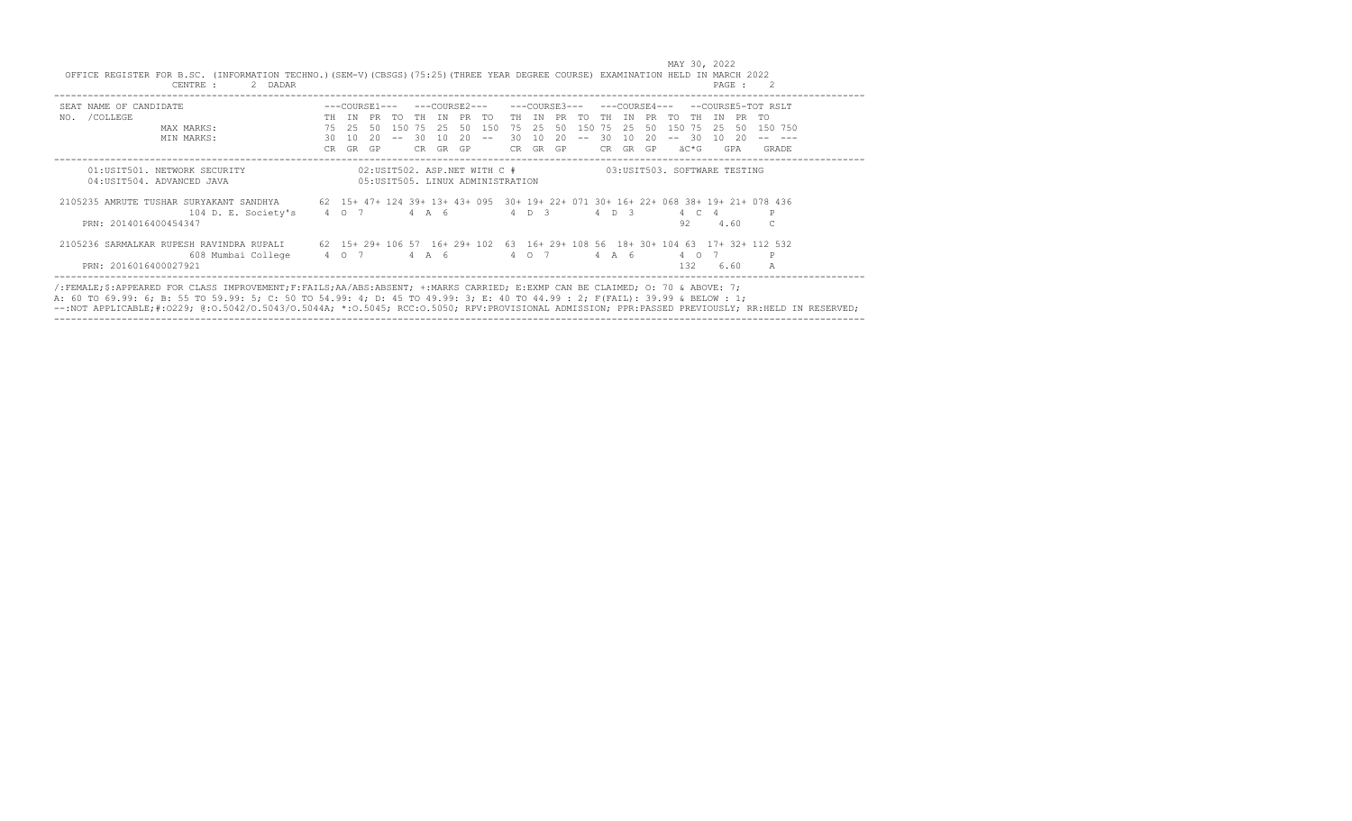MAY 30, 2022

OFFICE REGISTER FOR B.SC. (INFORMATION TECHNO.)(SEM-V)(CBSGS)(75:25)(THREE YEAR DEGREE COURSE) EXAMINATION HELD IN MARCH 2022

CENTRE : 2 DADAR

| SEAT NAME OF CANDIDATE NO. /COLLEGE | | ---COURSE1--- | | | | ---COURSE2--- | | | | ---COURSE3--- | | | | ---COURSE4--- | | | | --COURSE5-TOT | | | | RSLT |
|---|---|---|---|---|---|---|---|---|---|---|---|---|---|---|---|---|---|---|---|---|---|---|
| | | TH | IN | PR | TO | TH | IN | PR | TO | TH | IN | PR | TO | TH | IN | PR | TO | TH | IN | PR | TO | |
| | MAX MARKS: | 75 | 25 | 50 | 150 | 75 | 25 | 50 | 150 | 75 | 25 | 50 | 150 | 75 | 25 | 50 | 150 | 75 | 25 | 50 | 150 | 750 |
| | MIN MARKS: | 30 | 10 | 20 | -- | 30 | 10 | 20 | -- | 30 | 10 | 20 | -- | 30 | 10 | 20 | -- | 30 | 10 | 20 | -- | --- |
| | | CR | GR | GP | | CR | GR | GP | | CR | GR | GP | | CR | GR | GP | | äC*G | | GPA | | GRADE |

01:USIT501. NETWORK SECURITY
02:USIT502. ASP.NET WITH C #
03:USIT503. SOFTWARE TESTING
04:USIT504. ADVANCED JAVA
05:USIT505. LINUX ADMINISTRATION

| SEAT NO. / NAME / COLLEGE | | C1 TH | C1 IN | C1 PR | C1 TO | C2 TH | C2 IN | C2 PR | C2 TO | C3 TH | C3 IN | C3 PR | C3 TO | C4 TH | C4 IN | C4 PR | C4 TO | C5 TH | C5 IN | C5 PR | C5 TO | TOT / RSLT |
|---|---|---|---|---|---|---|---|---|---|---|---|---|---|---|---|---|---|---|---|---|---|---|
| 2105235 AMRUTE TUSHAR SURYAKANT SANDHYA | | 62 | 15+ | 47+ | 124 | 39+ | 13+ | 43+ | 095 | 30+ | 19+ | 22+ | 071 | 30+ | 16+ | 22+ | 068 | 38+ | 19+ | 21+ | 078 | 436 |
| | 104 D. E. Society's | 4 | O | 7 | | 4 | A | 6 | | 4 | D | 3 | | 4 | D | 3 | | 4 | C | 4 | | P |
| PRN: 2014016400454347 | | | | | | | | | | | | | | | | | | 92 | | 4.60 | | C |
| 2105236 SARMALKAR RUPESH RAVINDRA RUPALI | | 62 | 15+ | 29+ | 106 | 57 | 16+ | 29+ | 102 | 63 | 16+ | 29+ | 108 | 56 | 18+ | 30+ | 104 | 63 | 17+ | 32+ | 112 | 532 |
| | 608 Mumbai College | 4 | O | 7 | | 4 | A | 6 | | 4 | O | 7 | | 4 | A | 6 | | 4 | O | 7 | | P |
| PRN: 2016016400027921 | | | | | | | | | | | | | | | | | | 132 | | 6.60 | | A |

/:FEMALE;$:APPEARED FOR CLASS IMPROVEMENT;F:FAILS;AA/ABS:ABSENT; +:MARKS CARRIED; E:EXMP CAN BE CLAIMED; O: 70 & ABOVE: 7;
A: 60 TO 69.99: 6; B: 55 TO 59.99: 5; C: 50 TO 54.99: 4; D: 45 TO 49.99: 3; E: 40 TO 44.99 : 2; F(FAIL): 39.99 & BELOW : 1;
--:NOT APPLICABLE;#:O229; @:O.5042/O.5043/O.5044A; *:O.5045; RCC:O.5050; RPV:PROVISIONAL ADMISSION; PPR:PASSED PREVIOUSLY; RR:HELD IN RESERVED;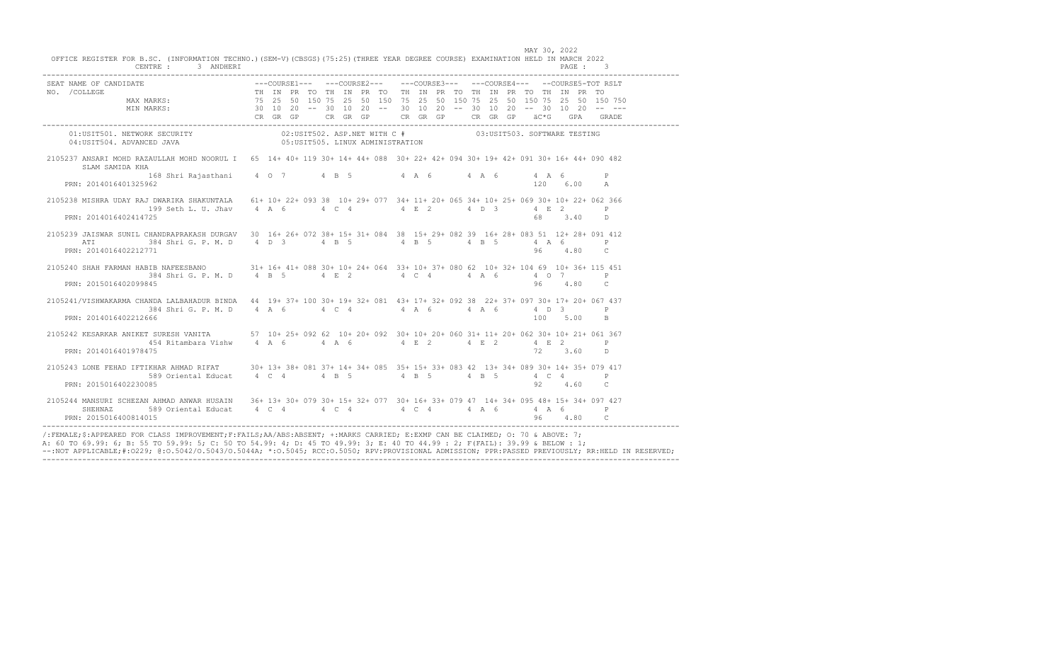MAY 30, 2022

OFFICE REGISTER FOR B.SC. (INFORMATION TECHNO.)(SEM-V)(CBSGS)(75:25)(THREE YEAR DEGREE COURSE) EXAMINATION HELD IN MARCH 2022

CENTRE : 3 ANDHERI

```
SEAT NAME OF CANDIDATE                       ---COURSE1---  ---COURSE2---   ---COURSE3---   ---COURSE4---   --COURSE5-TOT RSLT
NO. /COLLEGE                                 TH  IN  PR  TO TH  IN  PR  TO  TH  IN  PR  TO TH  IN  PR  TO TH  IN  PR  TO
              MAX MARKS:                     75  25  50  150 75  25  50  150 75  25  50  150 75  25  50  150 75  25  50  150 750
              MIN MARKS:                     30  10  20  --  30  10  20  --  30  10  20  --  30  10  20  --  30  10  20  --  ---
                                             CR  GR  GP      CR  GR  GP      CR  GR  GP      CR  GR  GP      äC*G  GPA   GRADE
------------------------------------------------------------------------------------------------------------------------------
   01:USIT501. NETWORK SECURITY              02:USIT502. ASP.NET WITH C #              03:USIT503. SOFTWARE TESTING
   04:USIT504. ADVANCED JAVA                 05:USIT505. LINUX ADMINISTRATION

2105237 ANSARI MOHD RAZAULLAH MOHD NOORUL I  65  14+ 40+ 119 30+ 14+ 44+ 088  30+ 22+ 42+ 094 30+ 19+ 42+ 091 30+ 16+ 44+ 090 482
      SLAM SAMIDA KHA
              168 Shri Rajasthani    4  O  7        4  B  5         4  A  6        4  A  6        4  A  6         P
   PRN: 2014016401325962                                                                           120   6.00    A

2105238 MISHRA UDAY RAJ DWARIKA SHAKUNTALA   61+ 10+ 22+ 093 38  10+ 29+ 077  34+ 11+ 20+ 065 34+ 10+ 25+ 069 30+ 10+ 22+ 062 366
              199 Seth L. U. Jhav    4  A  6        4  C  4         4  E  2        4  D  3        4  E  2         P
   PRN: 2014016402414725                                                                           68    3.40    D

2105239 JAISWAR SUNIL CHANDRAPRAKASH DURGAV  30  16+ 26+ 072 38+ 15+ 31+ 084  38  15+ 29+ 082 39  16+ 28+ 083 51  12+ 28+ 091 412
      ATI     384 Shri G. P. M. D    4  D  3        4  B  5         4  B  5        4  B  5        4  A  6         P
   PRN: 2014016402212771                                                                           96    4.80    C

2105240 SHAH FARMAN HABIB NAFEESBANO         31+ 16+ 41+ 088 30+ 10+ 24+ 064  33+ 10+ 37+ 080 62  10+ 32+ 104 69  10+ 36+ 115 451
              384 Shri G. P. M. D    4  B  5        4  E  2         4  C  4        4  A  6        4  O  7         P
   PRN: 2015016402099845                                                                           96    4.80    C

2105241/VISHWAKARMA CHANDA LALBAHADUR BINDA  44  19+ 37+ 100 30+ 19+ 32+ 081  43+ 17+ 32+ 092 38  22+ 37+ 097 30+ 17+ 20+ 067 437
              384 Shri G. P. M. D    4  A  6        4  C  4         4  A  6        4  A  6        4  D  3         P
   PRN: 2014016402212666                                                                           100   5.00    B

2105242 KESARKAR ANIKET SURESH VANITA        57  10+ 25+ 092 62  10+ 20+ 092  30+ 10+ 20+ 060 31+ 11+ 20+ 062 30+ 10+ 21+ 061 367
              454 Ritambara Vishw    4  A  6        4  A  6         4  E  2        4  E  2        4  E  2         P
   PRN: 2014016401978475                                                                           72    3.60    D

2105243 LONE FEHAD IFTIKHAR AHMAD RIFAT      30+ 13+ 38+ 081 37+ 14+ 34+ 085  35+ 15+ 33+ 083 42  13+ 34+ 089 30+ 14+ 35+ 079 417
              589 Oriental Educat    4  C  4        4  B  5         4  B  5        4  B  5        4  C  4         P
   PRN: 2015016402230085                                                                           92    4.60    C

2105244 MANSURI SCHEZAN AHMAD ANWAR HUSAIN   36+ 13+ 30+ 079 30+ 15+ 32+ 077  30+ 16+ 33+ 079 47  14+ 34+ 095 48+ 15+ 34+ 097 427
      SHEHNAZ 589 Oriental Educat    4  C  4        4  C  4         4  C  4        4  A  6        4  A  6         P
   PRN: 2015016400814015                                                                           96    4.80    C
------------------------------------------------------------------------------------------------------------------------------
```

/:FEMALE;$:APPEARED FOR CLASS IMPROVEMENT;F:FAILS;AA/ABS:ABSENT; +:MARKS CARRIED; E:EXMP CAN BE CLAIMED; O: 70 & ABOVE: 7;
A: 60 TO 69.99: 6; B: 55 TO 59.99: 5; C: 50 TO 54.99: 4; D: 45 TO 49.99: 3; E: 40 TO 44.99 : 2; F(FAIL): 39.99 & BELOW : 1;
--:NOT APPLICABLE;#:O229; @:O.5042/O.5043/O.5044A; *:O.5045; RCC:O.5050; RPV:PROVISIONAL ADMISSION; PPR:PASSED PREVIOUSLY; RR:HELD IN RESERVED;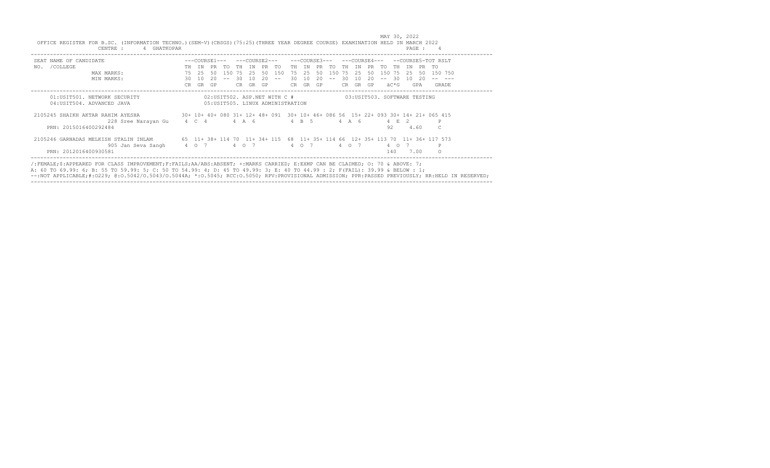MAY 30, 2022

OFFICE REGISTER FOR B.SC. (INFORMATION TECHNO.)(SEM-V)(CBSGS)(75:25)(THREE YEAR DEGREE COURSE) EXAMINATION HELD IN MARCH 2022

CENTRE : 4 GHATKOPAR

| SEAT NAME OF CANDIDATE | ---COURSE1--- | | | | ---COURSE2--- | | | | ---COURSE3--- | | | | ---COURSE4--- | | | | --COURSE5-TOT | | | | RSLT |
|---|---|---|---|---|---|---|---|---|---|---|---|---|---|---|---|---|---|---|---|---|---|
| NO. /COLLEGE | TH | IN | PR | TO | TH | IN | PR | TO | TH | IN | PR | TO | TH | IN | PR | TO | TH | IN | PR | TO | |
| MAX MARKS: | 75 | 25 | 50 | 150 | 75 | 25 | 50 | 150 | 75 | 25 | 50 | 150 | 75 | 25 | 50 | 150 | 75 | 25 | 50 | 150 | 750 |
| MIN MARKS: | 30 | 10 | 20 | -- | 30 | 10 | 20 | -- | 30 | 10 | 20 | -- | 30 | 10 | 20 | -- | 30 | 10 | 20 | -- | --- |
| | CR | GR | GP | | CR | GR | GP | | CR | GR | GP | | CR | GR | GP | | äC*G | | GPA | | GRADE |

01:USIT501. NETWORK SECURITY
02:USIT502. ASP.NET WITH C #
03:USIT503. SOFTWARE TESTING
04:USIT504. ADVANCED JAVA
05:USIT505. LINUX ADMINISTRATION

| SEAT NAME OF CANDIDATE | TH | IN | PR | TO | TH | IN | PR | TO | TH | IN | PR | TO | TH | IN | PR | TO | TH | IN | PR | TO | RSLT |
|---|---|---|---|---|---|---|---|---|---|---|---|---|---|---|---|---|---|---|---|---|---|
| 2105245 SHAIKH AKTAR RAHIM AYESHA | 30+ | 10+ | 40+ | 080 | 31+ | 12+ | 48+ | 091 | 30+ | 10+ | 46+ | 086 | 56 | 15+ | 22+ | 093 | 30+ | 14+ | 21+ | 065 | 415 |
| 228 Sree Narayan Gu | 4 | C | 4 | | 4 | A | 6 | | 4 | B | 5 | | 4 | A | 6 | | 4 | E | 2 | | P |
| PRN: 2015016400292484 | | | | | | | | | | | | | | | | | 92 | | 4.60 | | C |
| 2105246 GARNADAS MELKISH STALIN INLAM | 65 | 11+ | 38+ | 114 | 70 | 11+ | 34+ | 115 | 68 | 11+ | 35+ | 114 | 66 | 12+ | 35+ | 113 | 70 | 11+ | 36+ | 117 | 573 |
| 905 Jan Seva Sangh | 4 | O | 7 | | 4 | O | 7 | | 4 | O | 7 | | 4 | O | 7 | | 4 | O | 7 | | P |
| PRN: 2012016400930581 | | | | | | | | | | | | | | | | | 140 | | 7.00 | | O |

/:FEMALE;$:APPEARED FOR CLASS IMPROVEMENT;F:FAILS;AA/ABS:ABSENT; +:MARKS CARRIED; E:EXMP CAN BE CLAIMED; O: 70 & ABOVE: 7;
A: 60 TO 69.99: 6; B: 55 TO 59.99: 5; C: 50 TO 54.99: 4; D: 45 TO 49.99: 3; E: 40 TO 44.99 : 2; F(FAIL): 39.99 & BELOW : 1;
--:NOT APPLICABLE;#:O229; @:O.5042/O.5043/O.5044A; *:O.5045; RCC:O.5050; RPV:PROVISIONAL ADMISSION; PPR:PASSED PREVIOUSLY; RR:HELD IN RESERVED;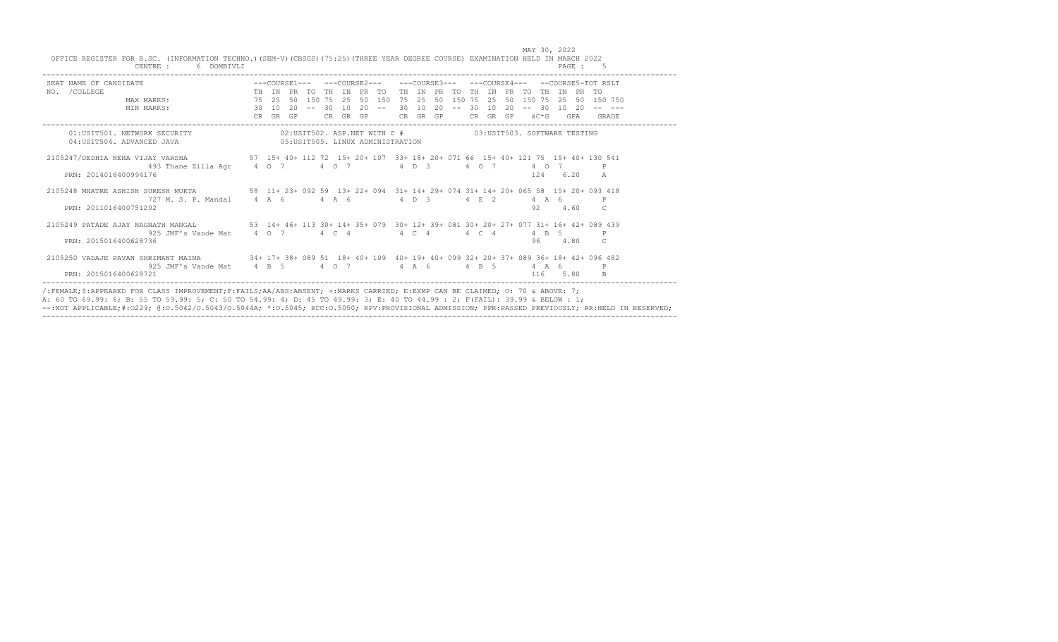OFFICE REGISTER FOR B.SC. (INFORMATION TECHNO.)(SEM-V)(CBSGS)(75:25)(THREE YEAR DEGREE COURSE) EXAMINATION HELD IN MARCH 2022

MAY 30, 2022

CENTRE : 6 DOMBIVLI

```
SEAT NAME OF CANDIDATE                      ---COURSE1---  ---COURSE2---   ---COURSE3---  ---COURSE4---  --COURSE5-TOT RSLT
NO. /COLLEGE                                TH IN PR TO TH IN PR TO   TH IN PR TO TH IN PR TO TH IN PR TO
              MAX MARKS:                    75 25 50 150 75 25 50 150  75 25 50 150 75 25 50 150 75 25 50 150 750
              MIN MARKS:                    30 10 20 -- 30 10 20 --   30 10 20 -- 30 10 20 -- 30 10 20 -- ---
                                            CR GR GP    CR GR GP      CR GR GP    CR GR GP    äC*G  GPA  GRADE
```

```
01:USIT501. NETWORK SECURITY              02:USIT502. ASP.NET WITH C #              03:USIT503. SOFTWARE TESTING
04:USIT504. ADVANCED JAVA                 05:USIT505. LINUX ADMINISTRATION
```

```
2105247/DEDHIA NEHA VIJAY VARSHA         57  15+ 40+ 112 72  15+ 20+ 107  33+ 18+ 20+ 071 66  15+ 40+ 121 75  15+ 40+ 130 541
                493 Thane Zilla Agr      4  O  7         4  O  7          4  D  3         4  O  7         4  O  7          P
    PRN: 2014016400994176                                                                                  124   6.20     A

2105248 MHATRE ASHISH SURESH MUKTA       58  11+ 23+ 092 59  13+ 22+ 094  31+ 14+ 29+ 074 31+ 14+ 20+ 065 58  15+ 20+ 093 418
                727 M. S. P. Mandal      4  A  6         4  A  6          4  D  3         4  E  2         4  A  6          P
    PRN: 2011016400751202                                                                                  92    4.60     C

2105249 PATADE AJAY NAGNATH MANGAL       53  14+ 46+ 113 30+ 14+ 35+ 079  30+ 12+ 39+ 081 30+ 20+ 27+ 077 31+ 16+ 42+ 089 439
                925 JMF's Vande Mat      4  O  7         4  C  4          4  C  4         4  C  4         4  B  5          P
    PRN: 2015016400628736                                                                                  96    4.80     C

2105250 VADAJE PAVAN SHRIMANT MAINA      34+ 17+ 38+ 089 51  18+ 40+ 109  40+ 19+ 40+ 099 32+ 20+ 37+ 089 36+ 18+ 42+ 096 482
                925 JMF's Vande Mat      4  B  5         4  O  7          4  A  6         4  B  5         4  A  6          P
    PRN: 2015016400628721                                                                                  116   5.80     B
```

/:FEMALE;$:APPEARED FOR CLASS IMPROVEMENT;F:FAILS;AA/ABS:ABSENT; +:MARKS CARRIED; E:EXMP CAN BE CLAIMED; O: 70 & ABOVE: 7;
A: 60 TO 69.99: 6; B: 55 TO 59.99: 5; C: 50 TO 54.99: 4; D: 45 TO 49.99: 3; E: 40 TO 44.99 : 2; F(FAIL): 39.99 & BELOW : 1;
--:NOT APPLICABLE;#:O229; @:O.5042/O.5043/O.5044A; *:O.5045; RCC:O.5050; RPV:PROVISIONAL ADMISSION; PPR:PASSED PREVIOUSLY; RR:HELD IN RESERVED;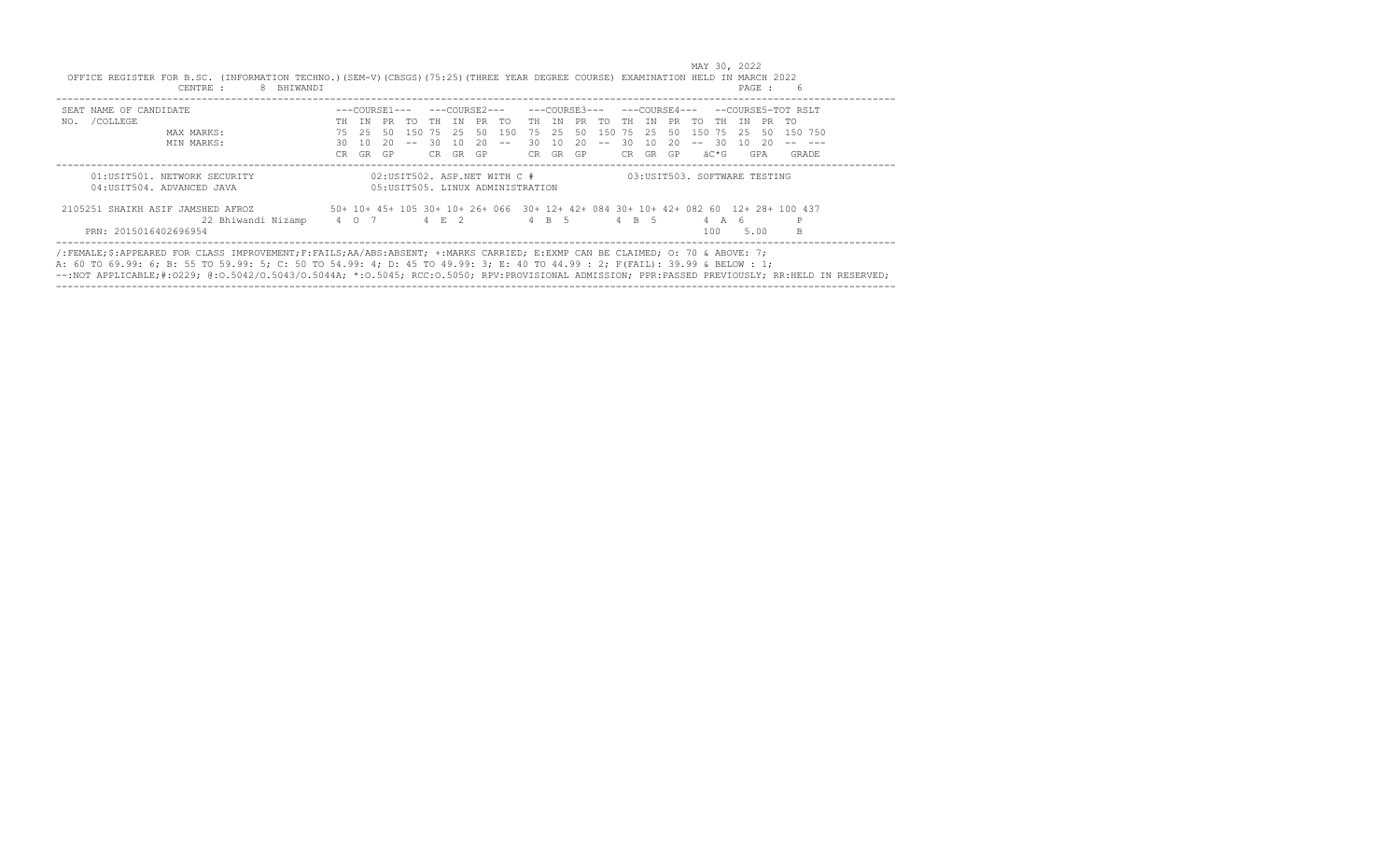MAY 30, 2022

OFFICE REGISTER FOR B.SC. (INFORMATION TECHNO.)(SEM-V)(CBSGS)(75:25)(THREE YEAR DEGREE COURSE) EXAMINATION HELD IN MARCH 2022

CENTRE : 8 BHIWANDI

| SEAT NAME OF CANDIDATE NO. /COLLEGE | | ---COURSE1--- | | | | ---COURSE2--- | | | | ---COURSE3--- | | | | ---COURSE4--- | | | | --COURSE5-TOT | | | | RSLT |
|---|---|---|---|---|---|---|---|---|---|---|---|---|---|---|---|---|---|---|---|---|---|
| | | TH | IN | PR | TO | TH | IN | PR | TO | TH | IN | PR | TO | TH | IN | PR | TO | TH | IN | PR | TO | |
| MAX MARKS: | | 75 | 25 | 50 | 150 | 75 | 25 | 50 | 150 | 75 | 25 | 50 | 150 | 75 | 25 | 50 | 150 | 75 | 25 | 50 | 150 | 750 |
| MIN MARKS: | | 30 | 10 | 20 | -- | 30 | 10 | 20 | -- | 30 | 10 | 20 | -- | 30 | 10 | 20 | -- | 30 | 10 | 20 | -- | --- |
| | | CR | GR | GP | | CR | GR | GP | | CR | GR | GP | | CR | GR | GP | | äC*G | | GPA | | GRADE |

01:USIT501. NETWORK SECURITY
02:USIT502. ASP.NET WITH C #
03:USIT503. SOFTWARE TESTING
04:USIT504. ADVANCED JAVA
05:USIT505. LINUX ADMINISTRATION

| SEAT NAME OF CANDIDATE NO. /COLLEGE | | TH | IN | PR | TO | TH | IN | PR | TO | TH | IN | PR | TO | TH | IN | PR | TO | TH | IN | PR | TO | RSLT |
|---|---|---|---|---|---|---|---|---|---|---|---|---|---|---|---|---|---|---|---|---|---|---|
| 2105251 SHAIKH ASIF JAMSHED AFROZ | | 50+ | 10+ | 45+ | 105 | 30+ | 10+ | 26+ | 066 | 30+ | 12+ | 42+ | 084 | 30+ | 10+ | 42+ | 082 | 60 | 12+ | 28+ | 100 | 437 |
| | 22 Bhiwandi Nizamp | 4 | O | 7 | | 4 | E | 2 | | 4 | B | 5 | | 4 | B | 5 | | 4 | A | 6 | | P |
| PRN: 2015016402696954 | | | | | | | | | | | | | | | | | | 100 | | 5.00 | | B |

/:FEMALE;$:APPEARED FOR CLASS IMPROVEMENT;F:FAILS;AA/ABS:ABSENT; +:MARKS CARRIED; E:EXMP CAN BE CLAIMED; O: 70 & ABOVE: 7;
A: 60 TO 69.99: 6; B: 55 TO 59.99: 5; C: 50 TO 54.99: 4; D: 45 TO 49.99: 3; E: 40 TO 44.99 : 2; F(FAIL): 39.99 & BELOW : 1;
--:NOT APPLICABLE;#:O229; @:O.5042/O.5043/O.5044A; *:O.5045; RCC:O.5050; RPV:PROVISIONAL ADMISSION; PPR:PASSED PREVIOUSLY; RR:HELD IN RESERVED;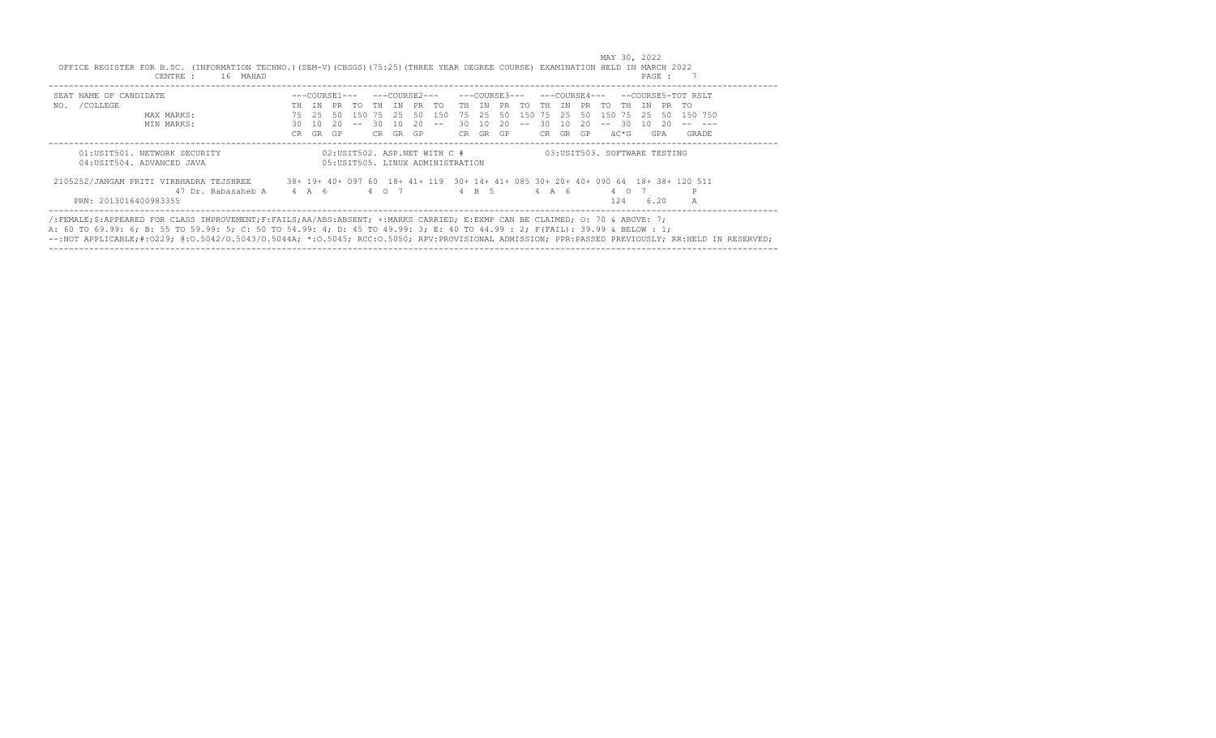MAY 30, 2022

OFFICE REGISTER FOR B.SC. (INFORMATION TECHNO.)(SEM-V)(CBSGS)(75:25)(THREE YEAR DEGREE COURSE) EXAMINATION HELD IN MARCH 2022

CENTRE : 16 MAHAD

| SEAT NO. | NAME OF CANDIDATE /COLLEGE | ---COURSE1--- | | | | ---COURSE2--- | | | | ---COURSE3--- | | | | ---COURSE4--- | | | | --COURSE5- | | | | TOT | RSLT |
|---|---|---|---|---|---|---|---|---|---|---|---|---|---|---|---|---|---|---|---|---|---|---|---|
| | | TH | IN | PR | TO | TH | IN | PR | TO | TH | IN | PR | TO | TH | IN | PR | TO | TH | IN | PR | TO | | |
| | MAX MARKS: | 75 | 25 | 50 | 150 | 75 | 25 | 50 | 150 | 75 | 25 | 50 | 150 | 75 | 25 | 50 | 150 | 75 | 25 | 50 | 150 | 750 | |
| | MIN MARKS: | 30 | 10 | 20 | -- | 30 | 10 | 20 | -- | 30 | 10 | 20 | -- | 30 | 10 | 20 | -- | 30 | 10 | 20 | -- | --- | |
| | | CR | GR | GP | | CR | GR | GP | | CR | GR | GP | | CR | GR | GP | | äC*G | | GPA | | | GRADE |

01:USIT501. NETWORK SECURITY
02:USIT502. ASP.NET WITH C #
03:USIT503. SOFTWARE TESTING
04:USIT504. ADVANCED JAVA
05:USIT505. LINUX ADMINISTRATION

| SEAT NO. | NAME OF CANDIDATE /COLLEGE | TH | IN | PR | TO | TH | IN | PR | TO | TH | IN | PR | TO | TH | IN | PR | TO | TH | IN | PR | TO | TOT | RSLT |
|---|---|---|---|---|---|---|---|---|---|---|---|---|---|---|---|---|---|---|---|---|---|---|---|
| 2105252 | /JANGAM PRITI VIRBHADRA TEJSHREE | 38+ | 19+ | 40+ | 097 | 60 | 18+ | 41+ | 119 | 30+ | 14+ | 41+ | 085 | 30+ | 20+ | 40+ | 090 | 64 | 18+ | 38+ | 120 | 511 | |
| | 47 Dr. Babasaheb A | 4 | A | 6 | | 4 | O | 7 | | 4 | B | 5 | | 4 | A | 6 | | 4 | O | 7 | | | P |
| | PRN: 2013016400983355 | | | | | | | | | | | | | | | | | 124 | | 6.20 | | | A |

/:FEMALE;$:APPEARED FOR CLASS IMPROVEMENT;F:FAILS;AA/ABS:ABSENT; +:MARKS CARRIED; E:EXMP CAN BE CLAIMED; O: 70 & ABOVE: 7; A: 60 TO 69.99: 6; B: 55 TO 59.99: 5; C: 50 TO 54.99: 4; D: 45 TO 49.99: 3; E: 40 TO 44.99 : 2; F(FAIL): 39.99 & BELOW : 1; --:NOT APPLICABLE;#:O229; @:O.5042/O.5043/O.5044A; *:O.5045; RCC:O.5050; RPV:PROVISIONAL ADMISSION; PPR:PASSED PREVIOUSLY; RR:HELD IN RESERVED;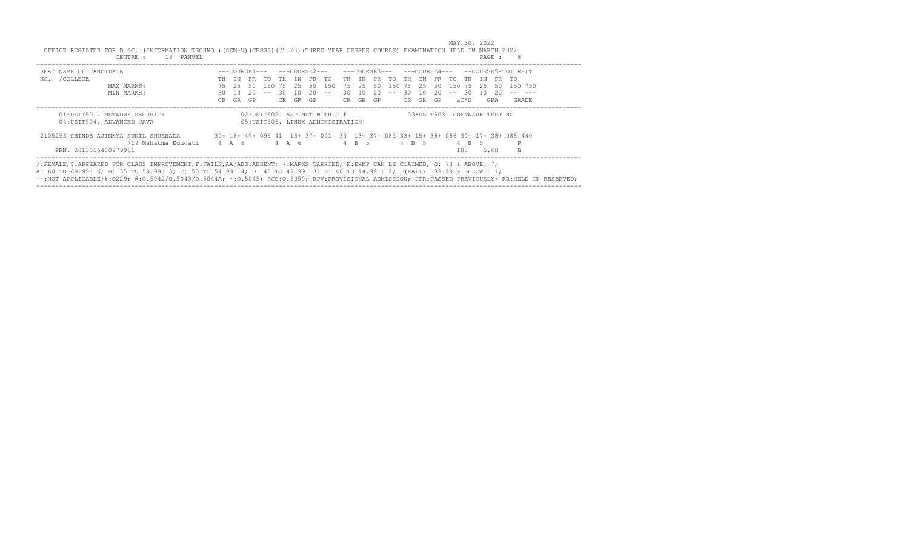MAY 30, 2022

OFFICE REGISTER FOR B.SC. (INFORMATION TECHNO.)(SEM-V)(CBSGS)(75:25)(THREE YEAR DEGREE COURSE) EXAMINATION HELD IN MARCH 2022

CENTRE : 13 PANVEL

| SEAT NAME OF CANDIDATE NO. /COLLEGE | | ---COURSE1--- | | | | ---COURSE2--- | | | | ---COURSE3--- | | | | ---COURSE4--- | | | | --COURSE5-TOT | | | | RSLT |
|---|---|---|---|---|---|---|---|---|---|---|---|---|---|---|---|---|---|---|---|---|---|
| | | TH | IN | PR | TO | TH | IN | PR | TO | TH | IN | PR | TO | TH | IN | PR | TO | TH | IN | PR | TO | |
| | MAX MARKS: | 75 | 25 | 50 | 150 | 75 | 25 | 50 | 150 | 75 | 25 | 50 | 150 | 75 | 25 | 50 | 150 | 75 | 25 | 50 | 150 | 750 |
| | MIN MARKS: | 30 | 10 | 20 | -- | 30 | 10 | 20 | -- | 30 | 10 | 20 | -- | 30 | 10 | 20 | -- | 30 | 10 | 20 | -- | --- |
| | | CR | GR | GP | | CR | GR | GP | | CR | GR | GP | | CR | GR | GP | | äC*G | | GPA | | GRADE |

01:USIT501. NETWORK SECURITY　02:USIT502. ASP.NET WITH C #　03:USIT503. SOFTWARE TESTING

04:USIT504. ADVANCED JAVA　05:USIT505. LINUX ADMINISTRATION

| SEAT NAME OF CANDIDATE NO. /COLLEGE | TH | IN | PR | TO | TH | IN | PR | TO | TH | IN | PR | TO | TH | IN | PR | TO | TH | IN | PR | TO | RSLT |
|---|---|---|---|---|---|---|---|---|---|---|---|---|---|---|---|---|---|---|---|---|---|
| 2105253 SHINDE AJINKYA SUNIL SHUBHADA | 30+ | 18+ | 47+ | 095 | 41 | 13+ | 37+ | 091 | 33 | 13+ | 37+ | 083 | 33+ | 15+ | 38+ | 086 | 30+ | 17+ | 38+ | 085 | 440 |
| 719 Mahatma Educati | 4 | A | 6 | | 4 | A | 6 | | 4 | B | 5 | | 4 | B | 5 | | 4 | B | 5 | | P |
| PRN: 2013016400979961 | | | | | | | | | | | | | | | | | 108 | | 5.40 | | B |

/:FEMALE;$:APPEARED FOR CLASS IMPROVEMENT;F:FAILS;AA/ABS:ABSENT; +:MARKS CARRIED; E:EXMP CAN BE CLAIMED; O: 70 & ABOVE: 7;
A: 60 TO 69.99: 6; B: 55 TO 59.99: 5; C: 50 TO 54.99: 4; D: 45 TO 49.99: 3; E: 40 TO 44.99 : 2; F(FAIL): 39.99 & BELOW : 1;
--:NOT APPLICABLE;#:O229; @:O.5042/O.5043/O.5044A; *:O.5045; RCC:O.5050; RPV:PROVISIONAL ADMISSION; PPR:PASSED PREVIOUSLY; RR:HELD IN RESERVED;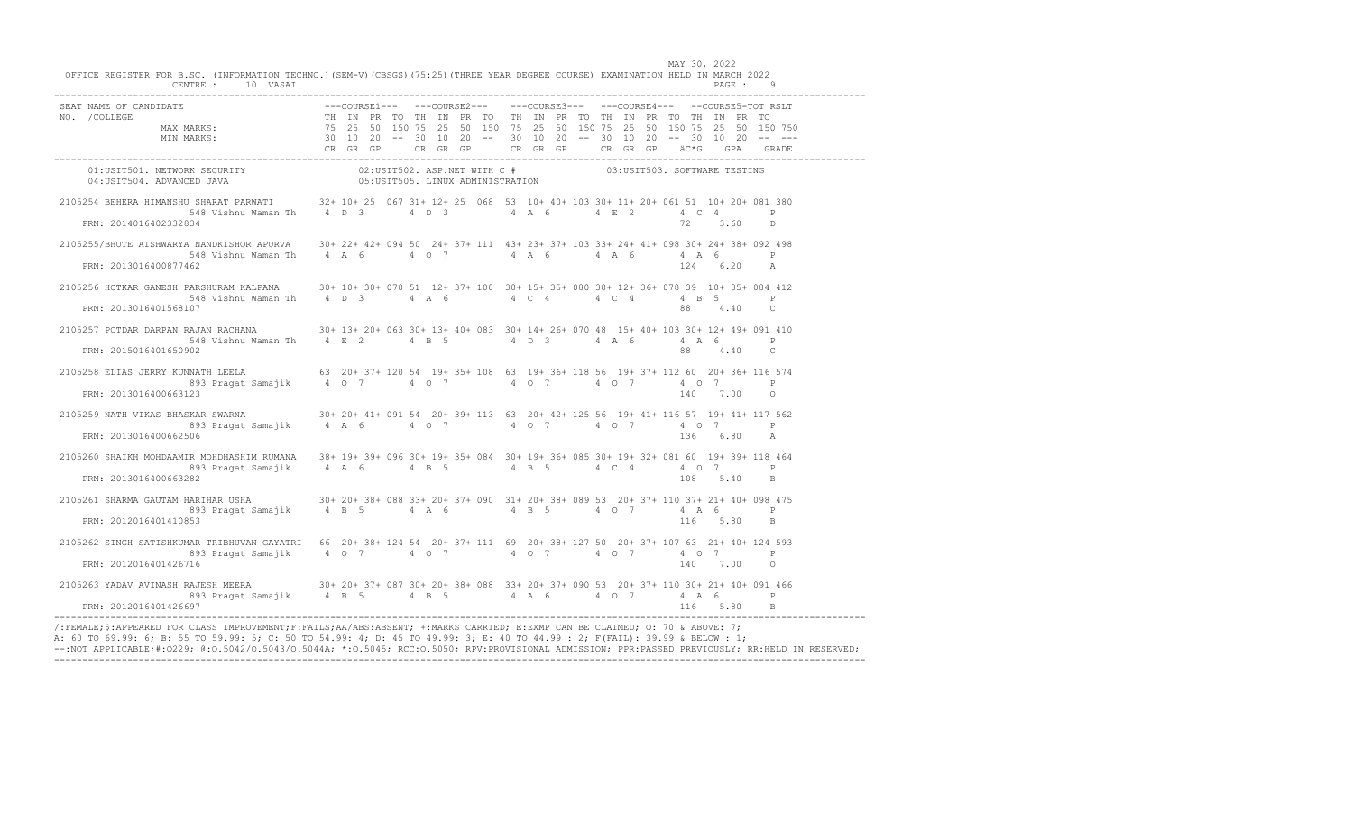MAY 30, 2022

OFFICE REGISTER FOR B.SC. (INFORMATION TECHNO.)(SEM-V)(CBSGS)(75:25)(THREE YEAR DEGREE COURSE) EXAMINATION HELD IN MARCH 2022

CENTRE : 10 VASAI

```
SEAT NAME OF CANDIDATE                        ---COURSE1---  ---COURSE2---   ---COURSE3---  ---COURSE4---  --COURSE5-TOT RSLT
NO. /COLLEGE                                  TH IN PR TO TH IN PR TO  TH IN PR TO TH IN PR TO TH IN PR TO
               MAX MARKS:                     75 25 50 150 75 25 50 150  75 25 50 150 75 25 50 150 75 25 50 150 750
               MIN MARKS:                     30 10 20 -- 30 10 20 --  30 10 20 -- 30 10 20 -- 30 10 20 -- ---
                                              CR GR GP    CR GR GP       CR GR GP    CR GR GP    äC*G   GPA   GRADE

     01:USIT501. NETWORK SECURITY                  02:USIT502. ASP.NET WITH C #              03:USIT503. SOFTWARE TESTING
     04:USIT504. ADVANCED JAVA                     05:USIT505. LINUX ADMINISTRATION

2105254 BEHERA HIMANSHU SHARAT PARWATI        32+ 10+ 25  067 31+ 12+ 25  068  53  10+ 40+ 103 30+ 11+ 20+ 061 51  10+ 20+ 081 380
             548 Vishnu Waman Th    4  D  3      4  D  3         4  A  6       4  E  2       4  C  4        P
    PRN: 2014016402332834                                                                            72    3.60    D

2105255/BHUTE AISHWARYA NANDKISHOR APURVA    30+ 22+ 42+ 094 50  24+ 37+ 111  43+ 23+ 37+ 103 33+ 24+ 41+ 098 30+ 24+ 38+ 092 498
             548 Vishnu Waman Th    4  A  6      4  O  7         4  A  6       4  A  6       4  A  6        P
    PRN: 2013016400877462                                                                            124   6.20    A

2105256 HOTKAR GANESH PARSHURAM KALPANA      30+ 10+ 30+ 070 51  12+ 37+ 100  30+ 15+ 35+ 080 30+ 12+ 36+ 078 39  10+ 35+ 084 412
             548 Vishnu Waman Th    4  D  3      4  A  6         4  C  4       4  C  4       4  B  5        P
    PRN: 2013016401568107                                                                            88    4.40    C

2105257 POTDAR DARPAN RAJAN RACHANA          30+ 13+ 20+ 063 30+ 13+ 40+ 083  30+ 14+ 26+ 070 48  15+ 40+ 103 30+ 12+ 49+ 091 410
             548 Vishnu Waman Th    4  E  2      4  B  5         4  D  3       4  A  6       4  A  6        P
    PRN: 2015016401650902                                                                            88    4.40    C

2105258 ELIAS JERRY KUNNATH LEELA            63  20+ 37+ 120 54  19+ 35+ 108  63  19+ 36+ 118 56  19+ 37+ 112 60  20+ 36+ 116 574
             893 Pragat Samajik     4  O  7      4  O  7         4  O  7       4  O  7       4  O  7        P
    PRN: 2013016400663123                                                                            140   7.00    O

2105259 NATH VIKAS BHASKAR SWARNA            30+ 20+ 41+ 091 54  20+ 39+ 113  63  20+ 42+ 125 56  19+ 41+ 116 57  19+ 41+ 117 562
             893 Pragat Samajik     4  A  6      4  O  7         4  O  7       4  O  7       4  O  7        P
    PRN: 2013016400662506                                                                            136   6.80    A

2105260 SHAIKH MOHDAAMIR MOHDHASHIM RUMANA   38+ 19+ 39+ 096 30+ 19+ 35+ 084  30+ 19+ 36+ 085 30+ 19+ 32+ 081 60  19+ 39+ 118 464
             893 Pragat Samajik     4  A  6      4  B  5         4  B  5       4  C  4       4  O  7        P
    PRN: 2013016400663282                                                                            108   5.40    B

2105261 SHARMA GAUTAM HARIHAR USHA           30+ 20+ 38+ 088 33+ 20+ 37+ 090  31+ 20+ 38+ 089 53  20+ 37+ 110 37+ 21+ 40+ 098 475
             893 Pragat Samajik     4  B  5      4  A  6         4  B  5       4  O  7       4  A  6        P
    PRN: 2012016401410853                                                                            116   5.80    B

2105262 SINGH SATISHKUMAR TRIBHUVAN GAYATRI  66  20+ 38+ 124 54  20+ 37+ 111  69  20+ 38+ 127 50  20+ 37+ 107 63  21+ 40+ 124 593
             893 Pragat Samajik     4  O  7      4  O  7         4  O  7       4  O  7       4  O  7        P
    PRN: 2012016401426716                                                                            140   7.00    O

2105263 YADAV AVINASH RAJESH MEERA           30+ 20+ 37+ 087 30+ 20+ 38+ 088  33+ 20+ 37+ 090 53  20+ 37+ 110 30+ 21+ 40+ 091 466
             893 Pragat Samajik     4  B  5      4  B  5         4  A  6       4  O  7       4  A  6        P
    PRN: 2012016401426697                                                                            116   5.80    B
```

/:FEMALE;$:APPEARED FOR CLASS IMPROVEMENT;F:FAILS;AA/ABS:ABSENT; +:MARKS CARRIED; E:EXMP CAN BE CLAIMED; O: 70 & ABOVE: 7;
A: 60 TO 69.99: 6; B: 55 TO 59.99: 5; C: 50 TO 54.99: 4; D: 45 TO 49.99: 3; E: 40 TO 44.99 : 2; F(FAIL): 39.99 & BELOW : 1;
--:NOT APPLICABLE;#:O229; @:O.5042/O.5043/O.5044A; *:O.5045; RCC:O.5050; RPV:PROVISIONAL ADMISSION; PPR:PASSED PREVIOUSLY; RR:HELD IN RESERVED;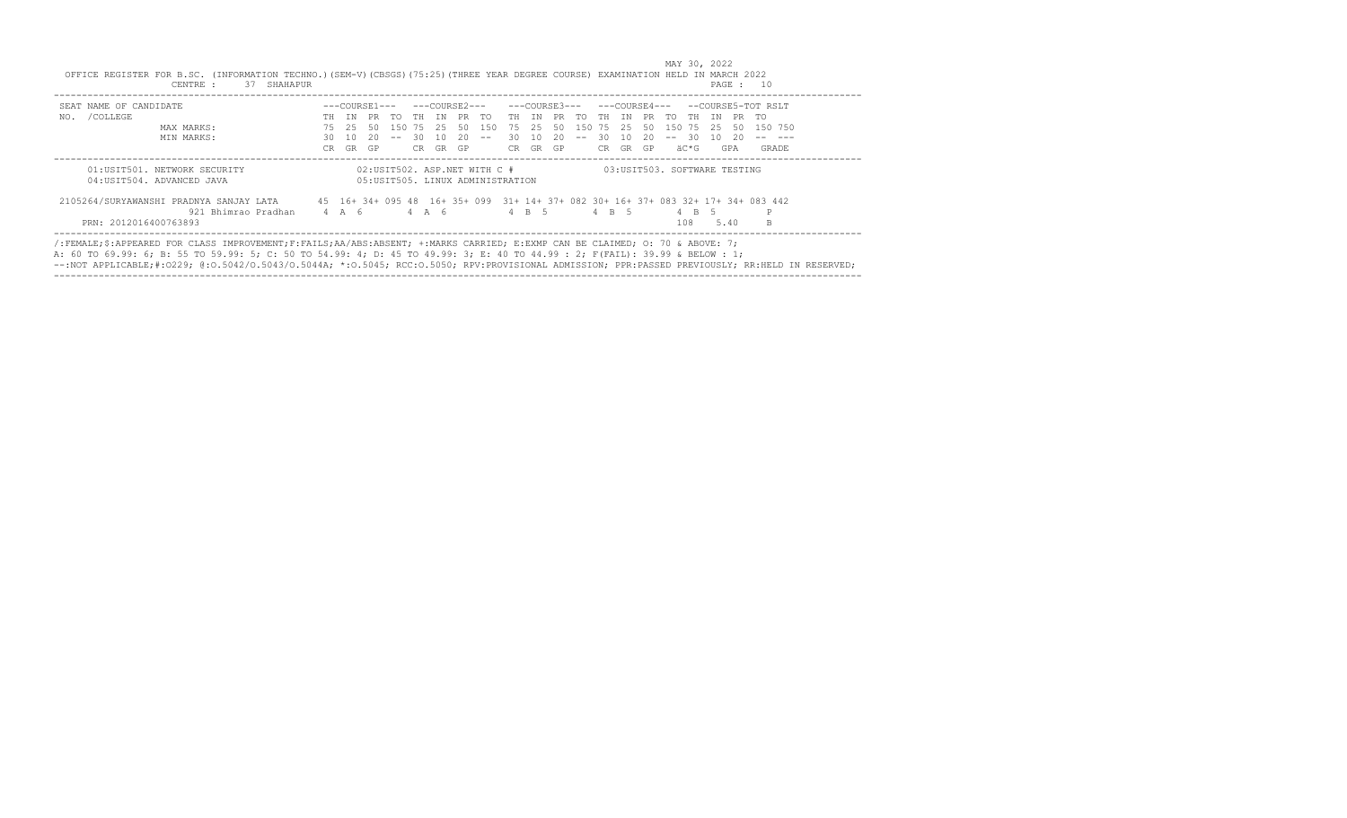MAY 30, 2022

OFFICE REGISTER FOR B.SC. (INFORMATION TECHNO.)(SEM-V)(CBSGS)(75:25)(THREE YEAR DEGREE COURSE) EXAMINATION HELD IN MARCH 2022

CENTRE : 37 SHAHAPUR

| SEAT NO. | NAME OF CANDIDATE / COLLEGE | | ---COURSE1--- | | | | ---COURSE2--- | | | | ---COURSE3--- | | | | ---COURSE4--- | | | | --COURSE5-TOT | | | | RSLT |
|---|---|---|---|---|---|---|---|---|---|---|---|---|---|---|---|---|---|---|---|---|---|---|---|
| | | | TH | IN | PR | TO | TH | IN | PR | TO | TH | IN | PR | TO | TH | IN | PR | TO | TH | IN | PR | TO | |
| | MAX MARKS: | | 75 | 25 | 50 | 150 | 75 | 25 | 50 | 150 | 75 | 25 | 50 | 150 | 75 | 25 | 50 | 150 | 75 | 25 | 50 | 150 | 750 |
| | MIN MARKS: | | 30 | 10 | 20 | -- | 30 | 10 | 20 | -- | 30 | 10 | 20 | -- | 30 | 10 | 20 | -- | 30 | 10 | 20 | -- | --- |
| | | | CR | GR | GP | | CR | GR | GP | | CR | GR | GP | | CR | GR | GP | | äC*G | | GPA | | GRADE |

01:USIT501. NETWORK SECURITY
02:USIT502. ASP.NET WITH C #
03:USIT503. SOFTWARE TESTING
04:USIT504. ADVANCED JAVA
05:USIT505. LINUX ADMINISTRATION

| SEAT NO. | NAME OF CANDIDATE / COLLEGE | | TH | IN | PR | TO | TH | IN | PR | TO | TH | IN | PR | TO | TH | IN | PR | TO | TH | IN | PR | TO | RSLT |
|---|---|---|---|---|---|---|---|---|---|---|---|---|---|---|---|---|---|---|---|---|---|---|---|
| 2105264 | /SURYAWANSHI PRADNYA SANJAY LATA | | 45 | 16+ | 34+ | 095 | 48 | 16+ | 35+ | 099 | 31+ | 14+ | 37+ | 082 | 30+ | 16+ | 37+ | 083 | 32+ | 17+ | 34+ | 083 | 442 |
| | 921 Bhimrao Pradhan | | 4 | A | 6 | | 4 | A | 6 | | 4 | B | 5 | | 4 | B | 5 | | 4 | B | 5 | | P |
| | PRN: 2012016400763893 | | | | | | | | | | | | | | | | | | 108 | | 5.40 | | B |

/:FEMALE;$:APPEARED FOR CLASS IMPROVEMENT;F:FAILS;AA/ABS:ABSENT; +:MARKS CARRIED; E:EXMP CAN BE CLAIMED; O: 70 & ABOVE: 7;
A: 60 TO 69.99: 6; B: 55 TO 59.99: 5; C: 50 TO 54.99: 4; D: 45 TO 49.99: 3; E: 40 TO 44.99 : 2; F(FAIL): 39.99 & BELOW : 1;
--:NOT APPLICABLE;#:O229; @:O.5042/O.5043/O.5044A; *:O.5045; RCC:O.5050; RPV:PROVISIONAL ADMISSION; PPR:PASSED PREVIOUSLY; RR:HELD IN RESERVED;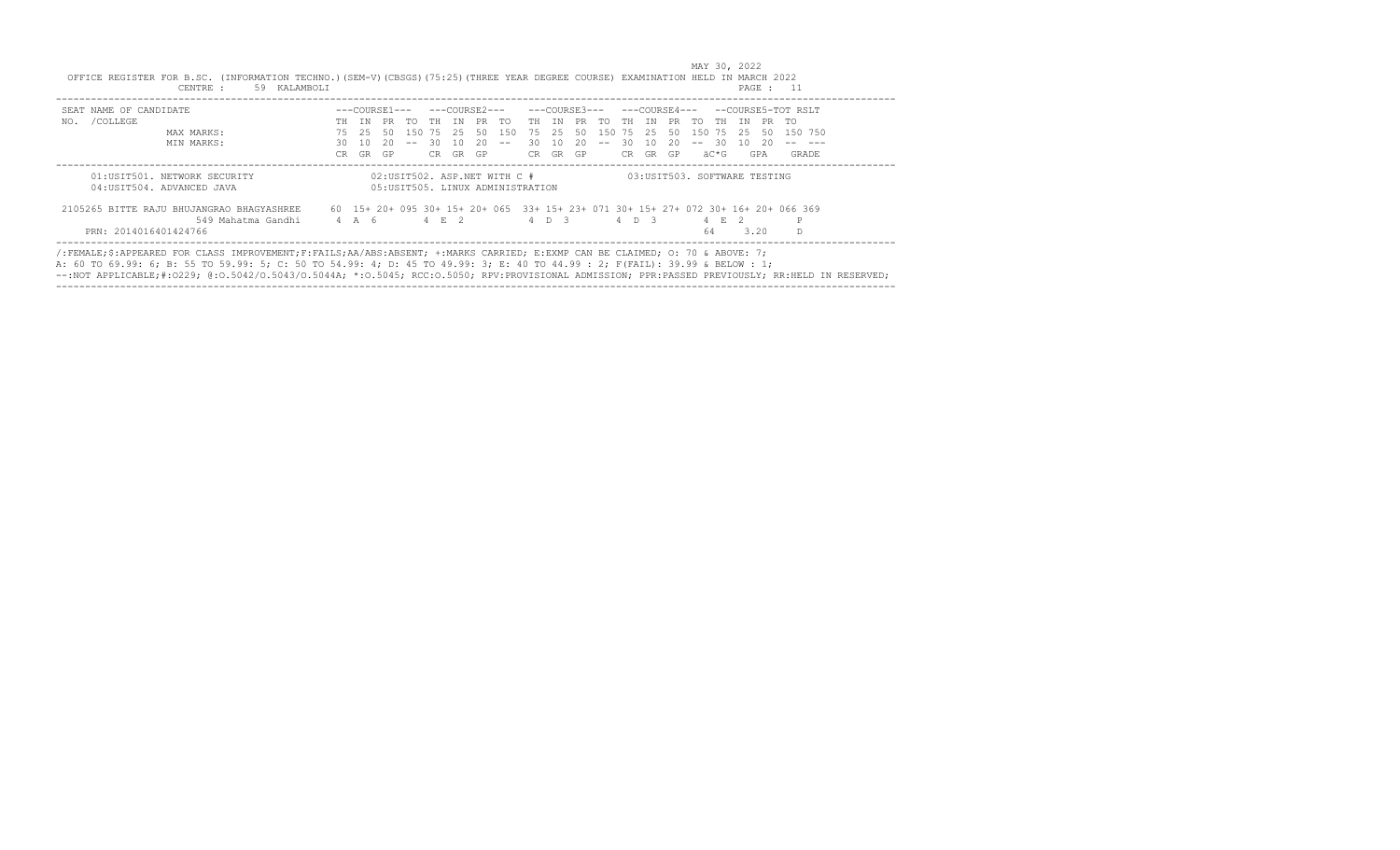MAY 30, 2022

OFFICE REGISTER FOR B.SC. (INFORMATION TECHNO.)(SEM-V)(CBSGS)(75:25)(THREE YEAR DEGREE COURSE) EXAMINATION HELD IN MARCH 2022

CENTRE : 59 KALAMBOLI

PAGE : 11

| SEAT NO. | NAME OF CANDIDATE / COLLEGE | | ---COURSE1--- | | | | ---COURSE2--- | | | | ---COURSE3--- | | | | ---COURSE4--- | | | | --COURSE5-TOT | | | RSLT | |
|---|---|---|---|---|---|---|---|---|---|---|---|---|---|---|---|---|---|---|---|---|---|---|---|
| | | | TH | IN | PR | TO | TH | IN | PR | TO | TH | IN | PR | TO | TH | IN | PR | TO | TH | IN | PR | TO | |
| | MAX MARKS: | | 75 | 25 | 50 | 150 | 75 | 25 | 50 | 150 | 75 | 25 | 50 | 150 | 75 | 25 | 50 | 150 | 75 | 25 | 50 | 150 | 750 |
| | MIN MARKS: | | 30 | 10 | 20 | -- | 30 | 10 | 20 | -- | 30 | 10 | 20 | -- | 30 | 10 | 20 | -- | 30 | 10 | 20 | -- | --- |
| | | | CR | GR | GP | | CR | GR | GP | | CR | GR | GP | | CR | GR | GP | | äC*G | | GPA | | GRADE |

01:USIT501. NETWORK SECURITY
02:USIT502. ASP.NET WITH C #
03:USIT503. SOFTWARE TESTING
04:USIT504. ADVANCED JAVA
05:USIT505. LINUX ADMINISTRATION

| SEAT NO. | NAME OF CANDIDATE / COLLEGE | | ---COURSE1--- | | | | ---COURSE2--- | | | | ---COURSE3--- | | | | ---COURSE4--- | | | | --COURSE5-TOT | | | RSLT | |
|---|---|---|---|---|---|---|---|---|---|---|---|---|---|---|---|---|---|---|---|---|---|---|---|
| 2105265 | BITTE RAJU BHUJANGRAO BHAGYASHREE | | 60 | 15+ | 20+ | 095 | 30+ | 15+ | 20+ | 065 | 33+ | 15+ | 23+ | 071 | 30+ | 15+ | 27+ | 072 | 30+ | 16+ | 20+ | 066 | 369 |
| | 549 Mahatma Gandhi | | 4 | A | 6 | | 4 | E | 2 | | 4 | D | 3 | | 4 | D | 3 | | 4 | E | 2 | | P |
| | PRN: 2014016401424766 | | | | | | | | | | | | | | | | | | 64 | | 3.20 | | D |

/:FEMALE;$:APPEARED FOR CLASS IMPROVEMENT;F:FAILS;AA/ABS:ABSENT; +:MARKS CARRIED; E:EXMP CAN BE CLAIMED; O: 70 & ABOVE: 7;
A: 60 TO 69.99: 6; B: 55 TO 59.99: 5; C: 50 TO 54.99: 4; D: 45 TO 49.99: 3; E: 40 TO 44.99 : 2; F(FAIL): 39.99 & BELOW : 1;
--:NOT APPLICABLE;#:O229; @:O.5042/O.5043/O.5044A; *:O.5045; RCC:O.5050; RPV:PROVISIONAL ADMISSION; PPR:PASSED PREVIOUSLY; RR:HELD IN RESERVED;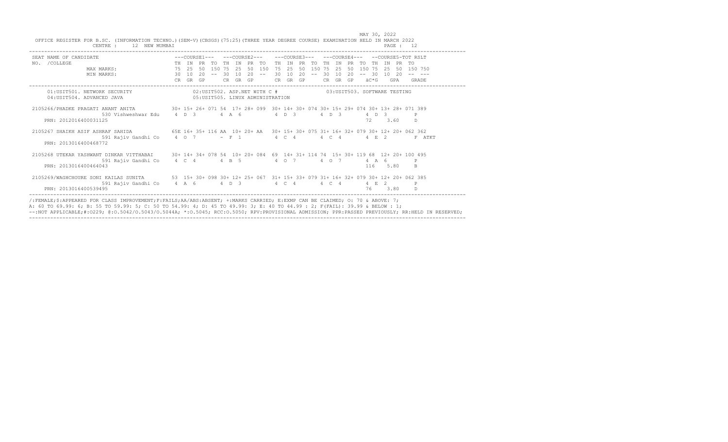MAY 30, 2022

OFFICE REGISTER FOR B.SC. (INFORMATION TECHNO.)(SEM-V)(CBSGS)(75:25)(THREE YEAR DEGREE COURSE) EXAMINATION HELD IN MARCH 2022

CENTRE : 12 NEW MUMBAI

```
SEAT NAME OF CANDIDATE                      ---COURSE1---  ---COURSE2---   ---COURSE3---  ---COURSE4---  --COURSE5-TOT RSLT
NO. /COLLEGE                                TH IN PR TO TH IN PR TO   TH IN PR TO TH IN PR TO TH IN PR TO
              MAX MARKS:                    75 25 50 150 75 25 50 150  75 25 50 150 75 25 50 150 75 25 50 150 750
              MIN MARKS:                    30 10 20 -- 30 10 20 --   30 10 20 -- 30 10 20 -- 30 10 20 -- ---
                                            CR GR GP    CR GR GP      CR GR GP    CR GR GP    äC*G  GPA  GRADE
```

```
01:USIT501. NETWORK SECURITY             02:USIT502. ASP.NET WITH C #           03:USIT503. SOFTWARE TESTING
04:USIT504. ADVANCED JAVA                05:USIT505. LINUX ADMINISTRATION
```

```
2105266/PHADKE PRAGATI ANANT ANITA        30+ 15+ 26+ 071 54  17+ 28+ 099  30+ 14+ 30+ 074 30+ 15+ 29+ 074 30+ 13+ 28+ 071 389
              530 Vishweshwar Edu    4  D  3       4  A  6          4  D  3       4  D  3       4  D  3        P
  PRN: 2012016400031125                                                                          72    3.60    D

2105267 SHAIKH ASIF ASHRAF SAHIDA         65E 16+ 35+ 116 AA  10+ 20+ AA   30+ 15+ 30+ 075 31+ 16+ 32+ 079 30+ 12+ 20+ 062 362
              591 Rajiv Gandhi Co    4  O  7       -  F  1          4  C  4       4  C  4       4  E  2        F ATKT
  PRN: 2013016400468772

2105268 UTEKAR YASHWANT DINKAR VITTHABAI  30+ 14+ 34+ 078 54  10+ 20+ 084  69  14+ 31+ 114 74  15+ 30+ 119 68  12+ 20+ 100 495
              591 Rajiv Gandhi Co    4  C  4       4  B  5          4  O  7       4  O  7       4  A  6        P
  PRN: 2013016400464043                                                                          116   5.80    B

2105269/WAGHCHOURE SONI KAILAS SUNITA     53  15+ 30+ 098 30+ 12+ 25+ 067  31+ 15+ 33+ 079 31+ 16+ 32+ 079 30+ 12+ 20+ 062 385
              591 Rajiv Gandhi Co    4  A  6       4  D  3          4  C  4       4  C  4       4  E  2        P
  PRN: 2013016400539495                                                                          76    3.80    D
```

/:FEMALE;$:APPEARED FOR CLASS IMPROVEMENT;F:FAILS;AA/ABS:ABSENT; +:MARKS CARRIED; E:EXMP CAN BE CLAIMED; O: 70 & ABOVE: 7;
A: 60 TO 69.99: 6; B: 55 TO 59.99: 5; C: 50 TO 54.99: 4; D: 45 TO 49.99: 3; E: 40 TO 44.99 : 2; F(FAIL): 39.99 & BELOW : 1;
--:NOT APPLICABLE;#:O229; @:O.5042/O.5043/O.5044A; *:O.5045; RCC:O.5050; RPV:PROVISIONAL ADMISSION; PPR:PASSED PREVIOUSLY; RR:HELD IN RESERVED;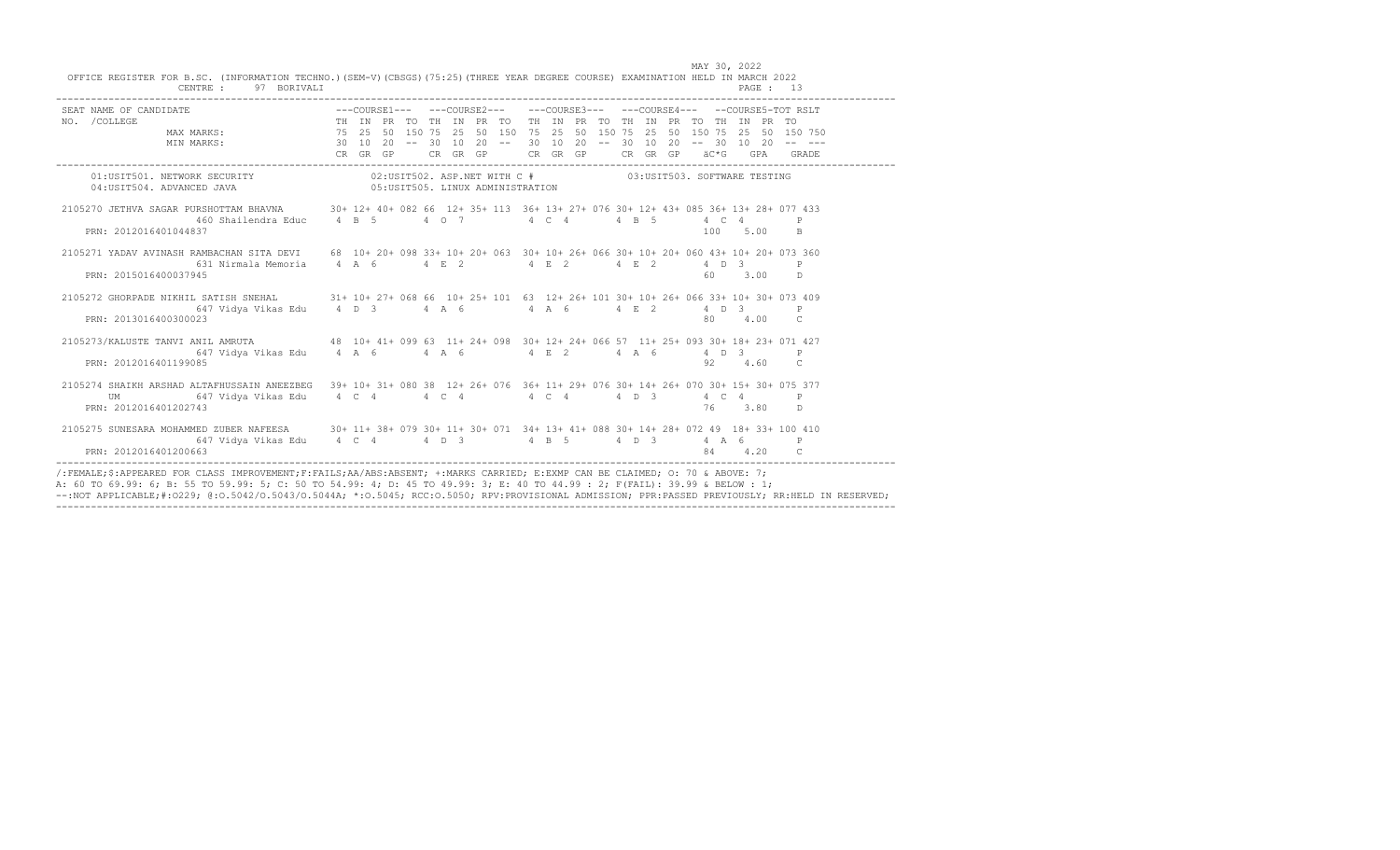MAY 30, 2022

OFFICE REGISTER FOR B.SC. (INFORMATION TECHNO.)(SEM-V)(CBSGS)(75:25)(THREE YEAR DEGREE COURSE) EXAMINATION HELD IN MARCH 2022

CENTRE : 97 BORIVALI

```
SEAT NAME OF CANDIDATE                        ---COURSE1---   ---COURSE2---    ---COURSE3---   ---COURSE4---   --COURSE5-TOT RSLT
NO. /COLLEGE                                  TH  IN  PR  TO  TH  IN  PR  TO   TH  IN  PR  TO  TH  IN  PR  TO  TH  IN  PR  TO
                MAX MARKS:                    75  25  50  150 75  25  50  150  75  25  50  150 75  25  50  150 75  25  50  150 750
                MIN MARKS:                    30  10  20  --  30  10  20  --   30  10  20  --  30  10  20  --  30  10  20  --  ---
                                              CR  GR  GP      CR  GR  GP       CR  GR  GP      CR  GR  GP      äC*G   GPA    GRADE

     01:USIT501. NETWORK SECURITY                   02:USIT502. ASP.NET WITH C #               03:USIT503. SOFTWARE TESTING
     04:USIT504. ADVANCED JAVA                      05:USIT505. LINUX ADMINISTRATION

 2105270 JETHVA SAGAR PURSHOTTAM BHAVNA       30+ 12+ 40+ 082 66  12+ 35+ 113  36+ 13+ 27+ 076 30+ 12+ 43+ 085 36+ 13+ 28+ 077 433
               460 Shailendra Educ     4  B  5       4  O  7          4  C  4       4  B  5       4  C  4        P
    PRN: 2012016401044837                                                                                  100    5.00    B

 2105271 YADAV AVINASH RAMBACHAN SITA DEVI    68  10+ 20+ 098 33+ 10+ 20+ 063  30+ 10+ 26+ 066 30+ 10+ 20+ 060 43+ 10+ 20+ 073 360
               631 Nirmala Memoria     4  A  6       4  E  2          4  E  2       4  E  2       4  D  3        P
    PRN: 2015016400037945                                                                                  60     3.00    D

 2105272 GHORPADE NIKHIL SATISH SNEHAL        31+ 10+ 27+ 068 66  10+ 25+ 101  63  12+ 26+ 101 30+ 10+ 26+ 066 33+ 10+ 30+ 073 409
               647 Vidya Vikas Edu     4  D  3       4  A  6          4  A  6       4  E  2       4  D  3        P
    PRN: 2013016400300023                                                                                  80     4.00    C

 2105273/KALUSTE TANVI ANIL AMRUTA            48  10+ 41+ 099 63  11+ 24+ 098  30+ 12+ 24+ 066 57  11+ 25+ 093 30+ 18+ 23+ 071 427
               647 Vidya Vikas Edu     4  A  6       4  A  6          4  E  2       4  A  6       4  D  3        P
    PRN: 2012016401199085                                                                                  92     4.60    C

 2105274 SHAIKH ARSHAD ALTAFHUSSAIN ANEEZBEG  39+ 10+ 31+ 080 38  12+ 26+ 076  36+ 11+ 29+ 076 30+ 14+ 26+ 070 30+ 15+ 30+ 075 377
        UM     647 Vidya Vikas Edu     4  C  4       4  C  4          4  C  4       4  D  3       4  C  4        P
    PRN: 2012016401202743                                                                                  76     3.80    D

 2105275 SUNESARA MOHAMMED ZUBER NAFEESA      30+ 11+ 38+ 079 30+ 11+ 30+ 071  34+ 13+ 41+ 088 30+ 14+ 28+ 072 49  18+ 33+ 100 410
               647 Vidya Vikas Edu     4  C  4       4  D  3          4  B  5       4  D  3       4  A  6        P
    PRN: 2012016401200663                                                                                  84     4.20    C
```

/:FEMALE;$:APPEARED FOR CLASS IMPROVEMENT;F:FAILS;AA/ABS:ABSENT; +:MARKS CARRIED; E:EXMP CAN BE CLAIMED; O: 70 & ABOVE: 7;
A: 60 TO 69.99: 6; B: 55 TO 59.99: 5; C: 50 TO 54.99: 4; D: 45 TO 49.99: 3; E: 40 TO 44.99 : 2; F(FAIL): 39.99 & BELOW : 1;
--:NOT APPLICABLE;#:O229; @:O.5042/O.5043/O.5044A; *:O.5045; RCC:O.5050; RPV:PROVISIONAL ADMISSION; PPR:PASSED PREVIOUSLY; RR:HELD IN RESERVED;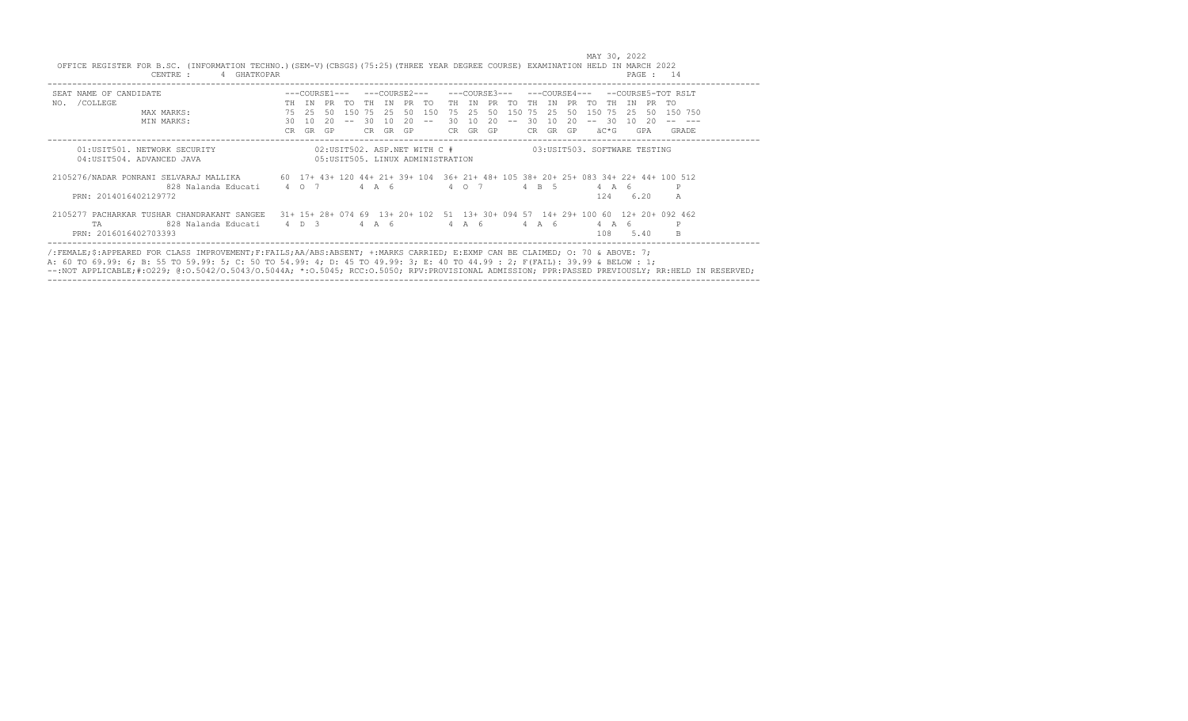MAY 30, 2022

OFFICE REGISTER FOR B.SC. (INFORMATION TECHNO.)(SEM-V)(CBSGS)(75:25)(THREE YEAR DEGREE COURSE) EXAMINATION HELD IN MARCH 2022

CENTRE : 4 GHATKOPAR

| SEAT NO. | NAME OF CANDIDATE / COLLEGE | ---COURSE1--- TH | IN | PR | TO | ---COURSE2--- TH | IN | PR | TO | ---COURSE3--- TH | IN | PR | TO | ---COURSE4--- TH | IN | PR | TO | --COURSE5- TH | IN | PR | TO | TOT | RSLT |
|---|---|---|---|---|---|---|---|---|---|---|---|---|---|---|---|---|---|---|---|---|---|---|---|
| | MAX MARKS: | 75 | 25 | 50 | 150 | 75 | 25 | 50 | 150 | 75 | 25 | 50 | 150 | 75 | 25 | 50 | 150 | 75 | 25 | 50 | 150 | 750 | |
| | MIN MARKS: | 30 | 10 | 20 | -- | 30 | 10 | 20 | -- | 30 | 10 | 20 | -- | 30 | 10 | 20 | -- | 30 | 10 | 20 | -- | --- | |
| | | CR | GR | GP | | CR | GR | GP | | CR | GR | GP | | CR | GR | GP | | äC*G | | GPA | | | GRADE |

01:USIT501. NETWORK SECURITY 02:USIT502. ASP.NET WITH C # 03:USIT503. SOFTWARE TESTING

04:USIT504. ADVANCED JAVA 05:USIT505. LINUX ADMINISTRATION

| SEAT NO. | NAME OF CANDIDATE / COLLEGE | TH | IN | PR | TO | TH | IN | PR | TO | TH | IN | PR | TO | TH | IN | PR | TO | TH | IN | PR | TO | TOT | RSLT |
|---|---|---|---|---|---|---|---|---|---|---|---|---|---|---|---|---|---|---|---|---|---|---|---|
| 2105276 | /NADAR PONRANI SELVARAJ MALLIKA | 60 | 17+ | 43+ | 120 | 44+ | 21+ | 39+ | 104 | 36+ | 21+ | 48+ | 105 | 38+ | 20+ | 25+ | 083 | 34+ | 22+ | 44+ | 100 | 512 | |
| | 828 Nalanda Educati | 4 | O | 7 | | 4 | A | 6 | | 4 | O | 7 | | 4 | B | 5 | | 4 | A | 6 | | | P |
| | PRN: 2014016402129772 | | | | | | | | | | | | | | | | | 124 | | 6.20 | | | A |
| 2105277 | PACHARKAR TUSHAR CHANDRAKANT SANGEE | 31+ | 15+ | 28+ | 074 | 69 | 13+ | 20+ | 102 | 51 | 13+ | 30+ | 094 | 57 | 14+ | 29+ | 100 | 60 | 12+ | 20+ | 092 | 462 | |
| | TA 828 Nalanda Educati | 4 | D | 3 | | 4 | A | 6 | | 4 | A | 6 | | 4 | A | 6 | | 4 | A | 6 | | | P |
| | PRN: 2016016402703393 | | | | | | | | | | | | | | | | | 108 | | 5.40 | | | B |

/:FEMALE;$:APPEARED FOR CLASS IMPROVEMENT;F:FAILS;AA/ABS:ABSENT; +:MARKS CARRIED; E:EXMP CAN BE CLAIMED; O: 70 & ABOVE: 7;
A: 60 TO 69.99: 6; B: 55 TO 59.99: 5; C: 50 TO 54.99: 4; D: 45 TO 49.99: 3; E: 40 TO 44.99 : 2; F(FAIL): 39.99 & BELOW : 1;
--:NOT APPLICABLE;#:O229; @:O.5042/O.5043/O.5044A; *:O.5045; RCC:O.5050; RPV:PROVISIONAL ADMISSION; PPR:PASSED PREVIOUSLY; RR:HELD IN RESERVED;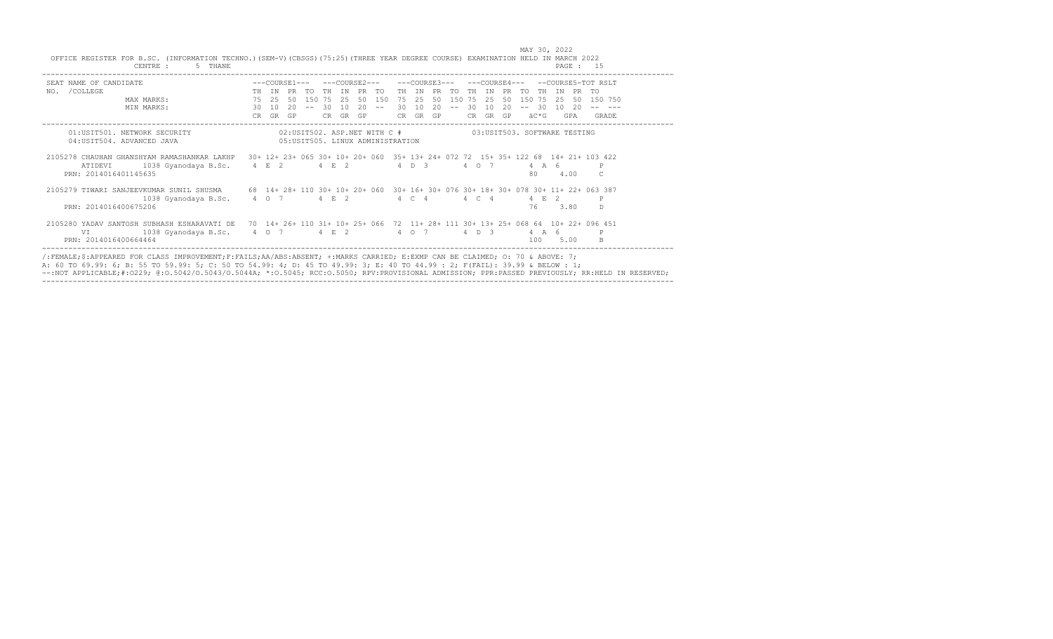MAY 30, 2022

OFFICE REGISTER FOR B.SC. (INFORMATION TECHNO.)(SEM-V)(CBSGS)(75:25)(THREE YEAR DEGREE COURSE) EXAMINATION HELD IN MARCH 2022

CENTRE : 5 THANE

```
SEAT NAME OF CANDIDATE                      ---COURSE1---   ---COURSE2---    ---COURSE3---   ---COURSE4---   --COURSE5-TOT RSLT
NO.  /COLLEGE                               TH  IN  PR  TO  TH  IN  PR  TO   TH  IN  PR  TO  TH  IN  PR  TO  TH  IN  PR  TO
              MAX MARKS:                    75  25  50  150 75  25  50  150  75  25  50  150 75  25  50  150 75  25  50  150 750
              MIN MARKS:                    30  10  20  --  30  10  20  --   30  10  20  --  30  10  20  --  30  10  20  --  ---
                                            CR  GR  GP      CR  GR  GP       CR  GR  GP      CR  GR  GP     äC*G    GPA    GRADE
-------------------------------------------------------------------------------------------------------------------------------------
     01:USIT501. NETWORK SECURITY                   02:USIT502. ASP.NET WITH C #              03:USIT503. SOFTWARE TESTING
     04:USIT504. ADVANCED JAVA                      05:USIT505. LINUX ADMINISTRATION

 2105278 CHAUHAN GHANSHYAM RAMASHANKAR LAKHP   30+ 12+ 23+ 065 30+ 10+ 20+ 060  35+ 13+ 24+ 072 72  15+ 35+ 122 68  14+ 21+ 103 422
        ATIDEVI      1038 Gyanodaya B.Sc.     4  E  2       4  E  2          4  D  3       4  O  7       4  A  6        P
    PRN: 2014016401145635                                                                                 80     4.00     C

 2105279 TIWARI SANJEEVKUMAR SUNIL SHUSMA      68  14+ 28+ 110 30+ 10+ 20+ 060  30+ 16+ 30+ 076 30+ 18+ 30+ 078 30+ 11+ 22+ 063 387
                     1038 Gyanodaya B.Sc.     4  O  7       4  E  2          4  C  4       4  C  4       4  E  2        P
    PRN: 2014016400675206                                                                                 76     3.80     D

 2105280 YADAV SANTOSH SUBHASH ESHARAVATI DE   70  14+ 26+ 110 31+ 10+ 25+ 066  72  11+ 28+ 111 30+ 13+ 25+ 068 64  10+ 22+ 096 451
        VI           1038 Gyanodaya B.Sc.     4  O  7       4  E  2          4  O  7       4  D  3       4  A  6        P
    PRN: 2014016400664464                                                                                 100    5.00     B
-------------------------------------------------------------------------------------------------------------------------------------
```

/:FEMALE;$:APPEARED FOR CLASS IMPROVEMENT;F:FAILS;AA/ABS:ABSENT; +:MARKS CARRIED; E:EXMP CAN BE CLAIMED; O: 70 & ABOVE: 7;
A: 60 TO 69.99: 6; B: 55 TO 59.99: 5; C: 50 TO 54.99: 4; D: 45 TO 49.99: 3; E: 40 TO 44.99 : 2; F(FAIL): 39.99 & BELOW : 1;
--:NOT APPLICABLE;#:O229; @:O.5042/O.5043/O.5044A; *:O.5045; RCC:O.5050; RPV:PROVISIONAL ADMISSION; PPR:PASSED PREVIOUSLY; RR:HELD IN RESERVED;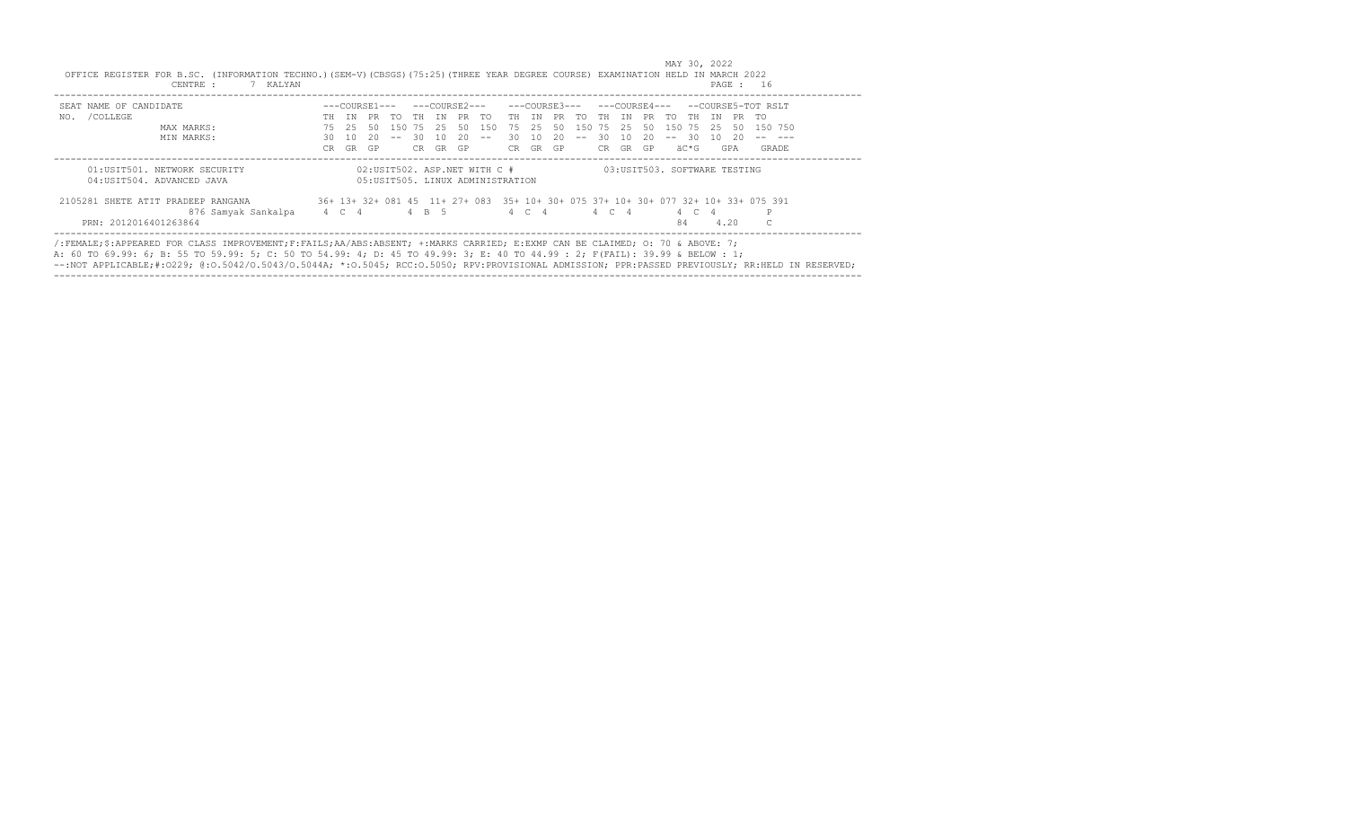MAY 30, 2022

OFFICE REGISTER FOR B.SC. (INFORMATION TECHNO.)(SEM-V)(CBSGS)(75:25)(THREE YEAR DEGREE COURSE) EXAMINATION HELD IN MARCH 2022

CENTRE : 7 KALYAN

| SEAT NAME OF CANDIDATE | ---COURSE1--- | | | | ---COURSE2--- | | | | ---COURSE3--- | | | | ---COURSE4--- | | | | --COURSE5-TOT | | | | RSLT |
|---|---|---|---|---|---|---|---|---|---|---|---|---|---|---|---|---|---|---|---|---|---|
| NO. /COLLEGE | TH | IN | PR | TO | TH | IN | PR | TO | TH | IN | PR | TO | TH | IN | PR | TO | TH | IN | PR | TO | |
| MAX MARKS: | 75 | 25 | 50 | 150 | 75 | 25 | 50 | 150 | 75 | 25 | 50 | 150 | 75 | 25 | 50 | 150 | 75 | 25 | 50 | 150 | 750 |
| MIN MARKS: | 30 | 10 | 20 | -- | 30 | 10 | 20 | -- | 30 | 10 | 20 | -- | 30 | 10 | 20 | -- | 30 | 10 | 20 | -- | --- |
| | CR | GR | GP | | CR | GR | GP | | CR | GR | GP | | CR | GR | GP | | äC*G | | GPA | | GRADE |

01:USIT501. NETWORK SECURITY | 02:USIT502. ASP.NET WITH C # | 03:USIT503. SOFTWARE TESTING
04:USIT504. ADVANCED JAVA | 05:USIT505. LINUX ADMINISTRATION

| SEAT NAME OF CANDIDATE | TH | IN | PR | TO | TH | IN | PR | TO | TH | IN | PR | TO | TH | IN | PR | TO | TH | IN | PR | TO | RSLT |
|---|---|---|---|---|---|---|---|---|---|---|---|---|---|---|---|---|---|---|---|---|---|
| 2105281 SHETE ATIT PRADEEP RANGANA | 36+ | 13+ | 32+ | 081 | 45 | 11+ | 27+ | 083 | 35+ | 10+ | 30+ | 075 | 37+ | 10+ | 30+ | 077 | 32+ | 10+ | 33+ | 075 | 391 |
| 876 Samyak Sankalpa | 4 | C | 4 | | 4 | B | 5 | | 4 | C | 4 | | 4 | C | 4 | | 4 | C | 4 | | P |
| PRN: 2012016401263864 | | | | | | | | | | | | | | | | | 84 | | 4.20 | | C |

/:FEMALE;$:APPEARED FOR CLASS IMPROVEMENT;F:FAILS;AA/ABS:ABSENT; +:MARKS CARRIED; E:EXMP CAN BE CLAIMED; O: 70 & ABOVE: 7;
A: 60 TO 69.99: 6; B: 55 TO 59.99: 5; C: 50 TO 54.99: 4; D: 45 TO 49.99: 3; E: 40 TO 44.99 : 2; F(FAIL): 39.99 & BELOW : 1;
--:NOT APPLICABLE;#:O229; @:O.5042/O.5043/O.5044A; *:O.5045; RCC:O.5050; RPV:PROVISIONAL ADMISSION; PPR:PASSED PREVIOUSLY; RR:HELD IN RESERVED;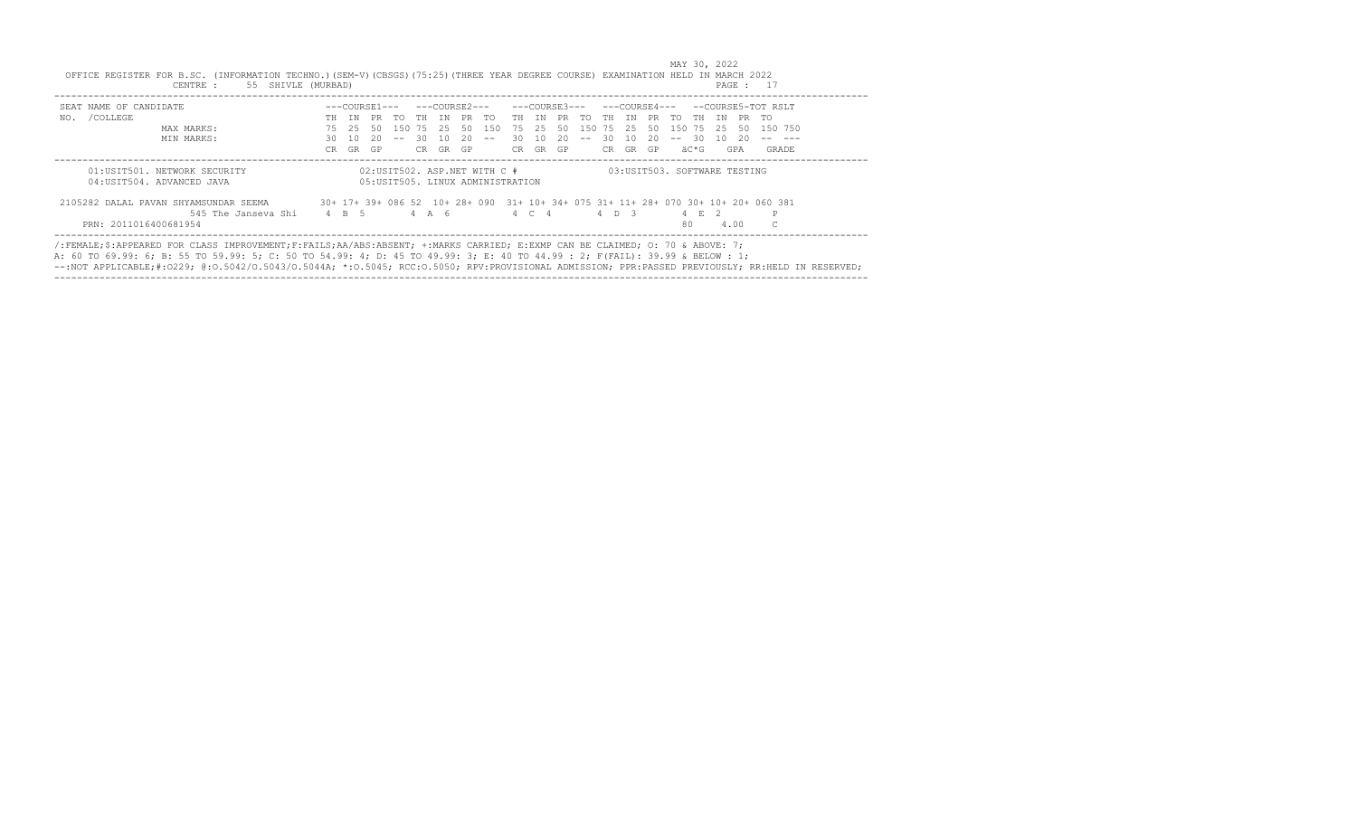MAY 30, 2022

OFFICE REGISTER FOR B.SC. (INFORMATION TECHNO.)(SEM-V)(CBSGS)(75:25)(THREE YEAR DEGREE COURSE) EXAMINATION HELD IN MARCH 2022

CENTRE : 55 SHIVLE (MURBAD)

| SEAT NAME OF CANDIDATE | ---COURSE1--- | | | | ---COURSE2--- | | | | ---COURSE3--- | | | | ---COURSE4--- | | | | --COURSE5-TOT RSLT | | | | |
|---|---|---|---|---|---|---|---|---|---|---|---|---|---|---|---|---|---|---|---|---|---|
| NO. /COLLEGE | TH | IN | PR | TO | TH | IN | PR | TO | TH | IN | PR | TO | TH | IN | PR | TO | TH | IN | PR | TO | |
| MAX MARKS: | 75 | 25 | 50 | 150 | 75 | 25 | 50 | 150 | 75 | 25 | 50 | 150 | 75 | 25 | 50 | 150 | 75 | 25 | 50 | 150 | 750 |
| MIN MARKS: | 30 | 10 | 20 | -- | 30 | 10 | 20 | -- | 30 | 10 | 20 | -- | 30 | 10 | 20 | -- | 30 | 10 | 20 | -- | --- |
| | CR | GR | GP | | CR | GR | GP | | CR | GR | GP | | CR | GR | GP | | äC*G | | GPA | | GRADE |

01:USIT501. NETWORK SECURITY  
02:USIT502. ASP.NET WITH C #  
03:USIT503. SOFTWARE TESTING  
04:USIT504. ADVANCED JAVA  
05:USIT505. LINUX ADMINISTRATION

| SEAT NO. / NAME | TH | IN | PR | TO | TH | IN | PR | TO | TH | IN | PR | TO | TH | IN | PR | TO | TH | IN | PR | TO | TOT |
|---|---|---|---|---|---|---|---|---|---|---|---|---|---|---|---|---|---|---|---|---|---|
| 2105282 DALAL PAVAN SHYAMSUNDAR SEEMA | 30+ | 17+ | 39+ | 086 | 52 | 10+ | 28+ | 090 | 31+ | 10+ | 34+ | 075 | 31+ | 11+ | 28+ | 070 | 30+ | 10+ | 20+ | 060 | 381 |
| 545 The Janseva Shi | 4 | B | 5 | | 4 | A | 6 | | 4 | C | 4 | | 4 | D | 3 | | 4 | E | 2 | | P |
| PRN: 2011016400681954 | | | | | | | | | | | | | | | | | 80 | | 4.00 | | C |

/:FEMALE;$:APPEARED FOR CLASS IMPROVEMENT;F:FAILS;AA/ABS:ABSENT; +:MARKS CARRIED; E:EXMP CAN BE CLAIMED; O: 70 & ABOVE: 7;
A: 60 TO 69.99: 6; B: 55 TO 59.99: 5; C: 50 TO 54.99: 4; D: 45 TO 49.99: 3; E: 40 TO 44.99 : 2; F(FAIL): 39.99 & BELOW : 1;
--:NOT APPLICABLE;#:O229; @:O.5042/O.5043/O.5044A; *:O.5045; RCC:O.5050; RPV:PROVISIONAL ADMISSION; PPR:PASSED PREVIOUSLY; RR:HELD IN RESERVED;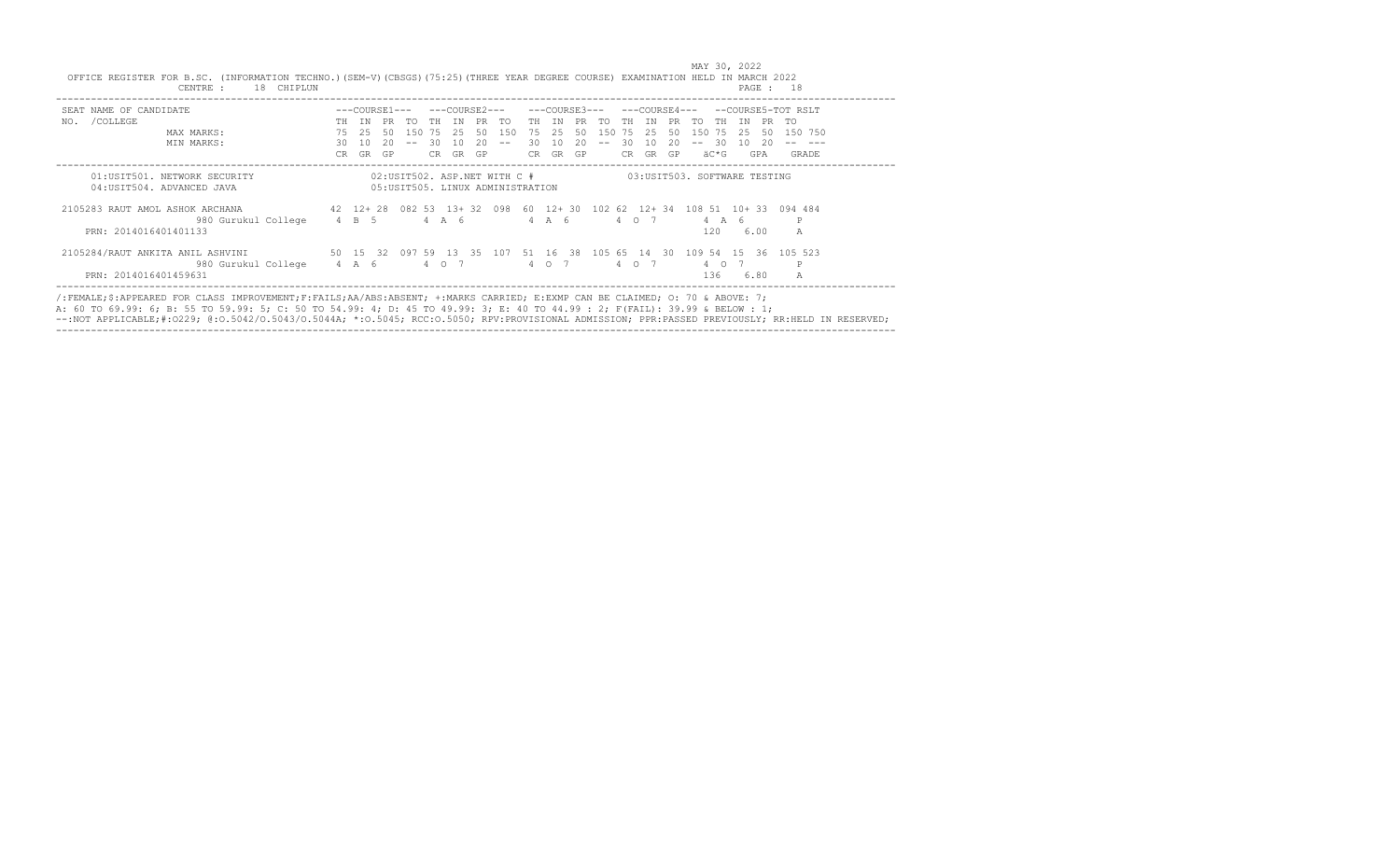MAY 30, 2022

OFFICE REGISTER FOR B.SC. (INFORMATION TECHNO.)(SEM-V)(CBSGS)(75:25)(THREE YEAR DEGREE COURSE) EXAMINATION HELD IN MARCH 2022

CENTRE : 18 CHIPLUN

PAGE : 18

| SEAT NAME OF CANDIDATE NO. /COLLEGE | ---COURSE1--- | | | | ---COURSE2--- | | | | ---COURSE3--- | | | | ---COURSE4--- | | | | --COURSE5- | | | | -TOT | RSLT |
|---|---|---|---|---|---|---|---|---|---|---|---|---|---|---|---|---|---|---|---|---|---|---|
| | TH | IN | PR | TO | TH | IN | PR | TO | TH | IN | PR | TO | TH | IN | PR | TO | TH | IN | PR | TO | | |
| MAX MARKS: | 75 | 25 | 50 | 150 | 75 | 25 | 50 | 150 | 75 | 25 | 50 | 150 | 75 | 25 | 50 | 150 | 75 | 25 | 50 | 150 | 750 | |
| MIN MARKS: | 30 | 10 | 20 | -- | 30 | 10 | 20 | -- | 30 | 10 | 20 | -- | 30 | 10 | 20 | -- | 30 | 10 | 20 | -- | --- | |
| | CR | GR | GP | | CR | GR | GP | | CR | GR | GP | | CR | GR | GP | | äC*G | | GPA | | | GRADE |

01:USIT501. NETWORK SECURITY
02:USIT502. ASP.NET WITH C #
03:USIT503. SOFTWARE TESTING
04:USIT504. ADVANCED JAVA
05:USIT505. LINUX ADMINISTRATION

| SEAT NAME OF CANDIDATE NO. /COLLEGE | TH | IN | PR | TO | TH | IN | PR | TO | TH | IN | PR | TO | TH | IN | PR | TO | TH | IN | PR | TO | TOT | RSLT |
|---|---|---|---|---|---|---|---|---|---|---|---|---|---|---|---|---|---|---|---|---|---|---|
| 2105283 RAUT AMOL ASHOK ARCHANA | 42 | 12+ | 28 | 082 | 53 | 13+ | 32 | 098 | 60 | 12+ | 30 | 102 | 62 | 12+ | 34 | 108 | 51 | 10+ | 33 | 094 | 484 | |
| 980 Gurukul College | 4 | B | 5 | | 4 | A | 6 | | 4 | A | 6 | | 4 | O | 7 | | 4 | A | 6 | | | P |
| PRN: 2014016401401133 | | | | | | | | | | | | | | | | | 120 | | 6.00 | | | A |
| 2105284/RAUT ANKITA ANIL ASHVINI | 50 | 15 | 32 | 097 | 59 | 13 | 35 | 107 | 51 | 16 | 38 | 105 | 65 | 14 | 30 | 109 | 54 | 15 | 36 | 105 | 523 | |
| 980 Gurukul College | 4 | A | 6 | | 4 | O | 7 | | 4 | O | 7 | | 4 | O | 7 | | 4 | O | 7 | | | P |
| PRN: 2014016401459631 | | | | | | | | | | | | | | | | | 136 | | 6.80 | | | A |

/:FEMALE;$:APPEARED FOR CLASS IMPROVEMENT;F:FAILS;AA/ABS:ABSENT; +:MARKS CARRIED; E:EXMP CAN BE CLAIMED; O: 70 & ABOVE: 7;
A: 60 TO 69.99: 6; B: 55 TO 59.99: 5; C: 50 TO 54.99: 4; D: 45 TO 49.99: 3; E: 40 TO 44.99 : 2; F(FAIL): 39.99 & BELOW : 1;
--:NOT APPLICABLE;#:O229; @:O.5042/O.5043/O.5044A; *:O.5045; RCC:O.5050; RPV:PROVISIONAL ADMISSION; PPR:PASSED PREVIOUSLY; RR:HELD IN RESERVED;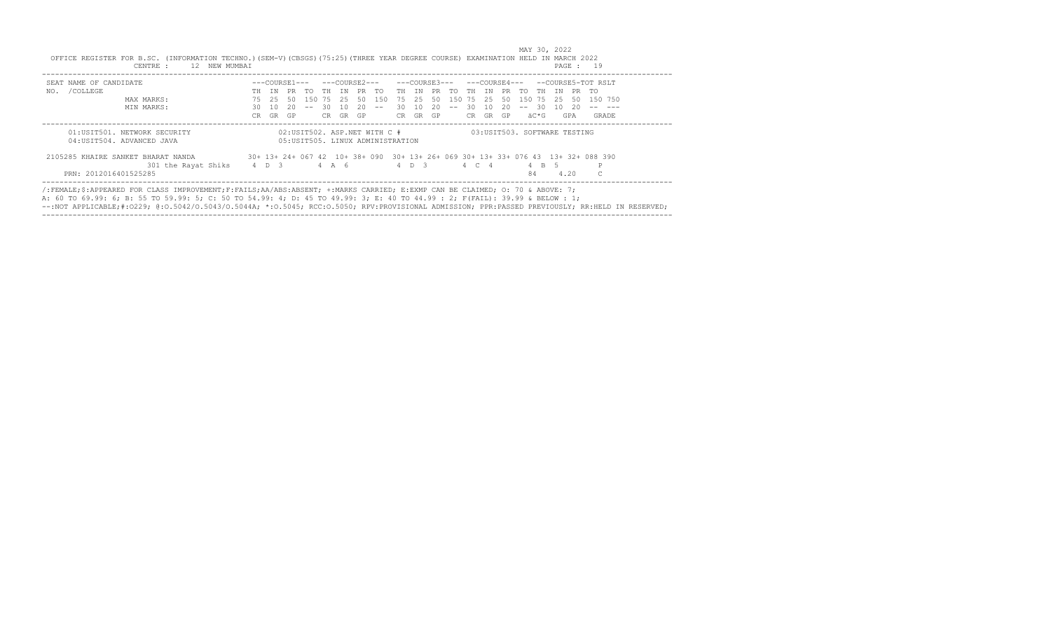MAY 30, 2022

OFFICE REGISTER FOR B.SC. (INFORMATION TECHNO.)(SEM-V)(CBSGS)(75:25)(THREE YEAR DEGREE COURSE) EXAMINATION HELD IN MARCH 2022

CENTRE : 12 NEW MUMBAI

PAGE : 19

| SEAT NO. / COLLEGE | NAME OF CANDIDATE | ---COURSE1--- | | | | ---COURSE2--- | | | | ---COURSE3--- | | | | ---COURSE4--- | | | | --COURSE5- | | | | TOT | RSLT |
|---|---|---|---|---|---|---|---|---|---|---|---|---|---|---|---|---|---|---|---|---|---|---|---|
| | | TH | IN | PR | TO | TH | IN | PR | TO | TH | IN | PR | TO | TH | IN | PR | TO | TH | IN | PR | TO | | |
| | MAX MARKS: | 75 | 25 | 50 | 150 | 75 | 25 | 50 | 150 | 75 | 25 | 50 | 150 | 75 | 25 | 50 | 150 | 75 | 25 | 50 | 150 | 750 | |
| | MIN MARKS: | 30 | 10 | 20 | -- | 30 | 10 | 20 | -- | 30 | 10 | 20 | -- | 30 | 10 | 20 | -- | 30 | 10 | 20 | -- | --- | |
| | | CR | GR | GP | | CR | GR | GP | | CR | GR | GP | | CR | GR | GP | | äC*G | | GPA | | | GRADE |

01:USIT501. NETWORK SECURITY
02:USIT502. ASP.NET WITH C #
03:USIT503. SOFTWARE TESTING
04:USIT504. ADVANCED JAVA
05:USIT505. LINUX ADMINISTRATION

| SEAT NO. / COLLEGE | NAME OF CANDIDATE | TH | IN | PR | TO | TH | IN | PR | TO | TH | IN | PR | TO | TH | IN | PR | TO | TH | IN | PR | TO | TOT | RSLT |
|---|---|---|---|---|---|---|---|---|---|---|---|---|---|---|---|---|---|---|---|---|---|---|---|
| 2105285 | KHAIRE SANKET BHARAT NANDA | 30+ | 13+ | 24+ | 067 | 42 | 10+ | 38+ | 090 | 30+ | 13+ | 26+ | 069 | 30+ | 13+ | 33+ | 076 | 43 | 13+ | 32+ | 088 | 390 | |
| 301 the Rayat Shiks | | 4 | D | 3 | | 4 | A | 6 | | 4 | D | 3 | | 4 | C | 4 | | 4 | B | 5 | | | P |
| PRN: 2012016401525285 | | | | | | | | | | | | | | | | | | 84 | | 4.20 | | | C |

/:FEMALE;$:APPEARED FOR CLASS IMPROVEMENT;F:FAILS;AA/ABS:ABSENT; +:MARKS CARRIED; E:EXMP CAN BE CLAIMED; O: 70 & ABOVE: 7;
A: 60 TO 69.99: 6; B: 55 TO 59.99: 5; C: 50 TO 54.99: 4; D: 45 TO 49.99: 3; E: 40 TO 44.99 : 2; F(FAIL): 39.99 & BELOW : 1;
--:NOT APPLICABLE;#:O229; @:O.5042/O.5043/O.5044A; *:O.5045; RCC:O.5050; RPV:PROVISIONAL ADMISSION; PPR:PASSED PREVIOUSLY; RR:HELD IN RESERVED;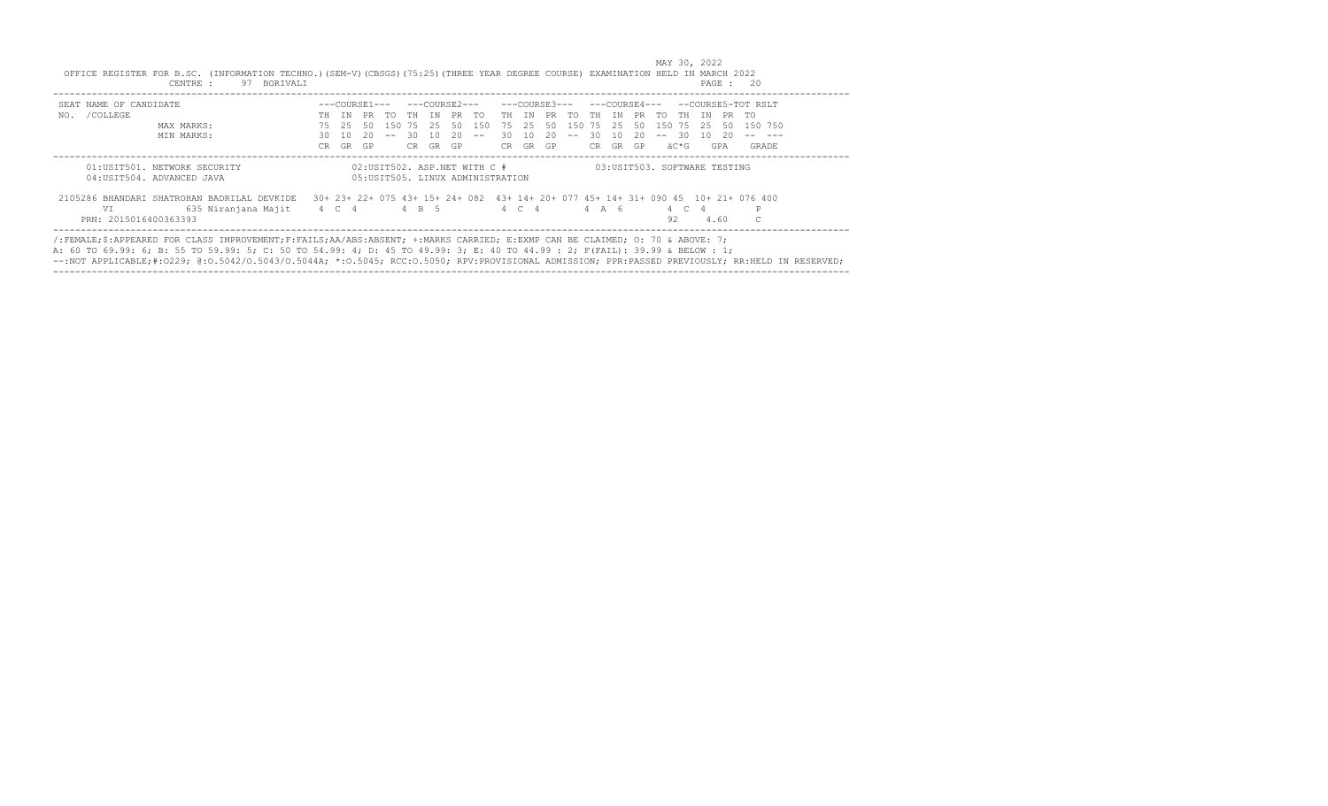MAY 30, 2022

OFFICE REGISTER FOR B.SC. (INFORMATION TECHNO.)(SEM-V)(CBSGS)(75:25)(THREE YEAR DEGREE COURSE) EXAMINATION HELD IN MARCH 2022

CENTRE : 97 BORIVALI

| SEAT NO. | NAME OF CANDIDATE /COLLEGE | ---COURSE1--- | | | | ---COURSE2--- | | | | ---COURSE3--- | | | | ---COURSE4--- | | | | --COURSE5- | | | | TOT | RSLT |
|---|---|---|---|---|---|---|---|---|---|---|---|---|---|---|---|---|---|---|---|---|---|---|---|
| | | TH | IN | PR | TO | TH | IN | PR | TO | TH | IN | PR | TO | TH | IN | PR | TO | TH | IN | PR | TO | | |
| | MAX MARKS: | 75 | 25 | 50 | 150 | 75 | 25 | 50 | 150 | 75 | 25 | 50 | 150 | 75 | 25 | 50 | 150 | 75 | 25 | 50 | 150 | 750 | |
| | MIN MARKS: | 30 | 10 | 20 | -- | 30 | 10 | 20 | -- | 30 | 10 | 20 | -- | 30 | 10 | 20 | -- | 30 | 10 | 20 | -- | --- | |
| | | CR | GR | GP | | CR | GR | GP | | CR | GR | GP | | CR | GR | GP | | äC*G | | GPA | | | GRADE |

01:USIT501. NETWORK SECURITY
02:USIT502. ASP.NET WITH C #
03:USIT503. SOFTWARE TESTING
04:USIT504. ADVANCED JAVA
05:USIT505. LINUX ADMINISTRATION

| SEAT NO. | NAME OF CANDIDATE /COLLEGE | TH | IN | PR | TO | TH | IN | PR | TO | TH | IN | PR | TO | TH | IN | PR | TO | TH | IN | PR | TO | TOT | RSLT |
|---|---|---|---|---|---|---|---|---|---|---|---|---|---|---|---|---|---|---|---|---|---|---|---|
| 2105286 | BHANDARI SHATROHAN BADRILAL DEVKIDE | 30+ | 23+ | 22+ | 075 | 43+ | 15+ | 24+ | 082 | 43+ | 14+ | 20+ | 077 | 45+ | 14+ | 31+ | 090 | 45 | 10+ | 21+ | 076 | 400 | |
| VI | 635 Niranjana Majit | 4 | C | 4 | | 4 | B | 5 | | 4 | C | 4 | | 4 | A | 6 | | 4 | C | 4 | | | P |
| | PRN: 2015016400363393 | | | | | | | | | | | | | | | | | 92 | | 4.60 | | | C |

/:FEMALE;$:APPEARED FOR CLASS IMPROVEMENT;F:FAILS;AA/ABS:ABSENT; +:MARKS CARRIED; E:EXMP CAN BE CLAIMED; O: 70 & ABOVE: 7;
A: 60 TO 69.99: 6; B: 55 TO 59.99: 5; C: 50 TO 54.99: 4; D: 45 TO 49.99: 3; E: 40 TO 44.99 : 2; F(FAIL): 39.99 & BELOW : 1;
--:NOT APPLICABLE;#:O229; @:O.5042/O.5043/O.5044A; *:O.5045; RCC:O.5050; RPV:PROVISIONAL ADMISSION; PPR:PASSED PREVIOUSLY; RR:HELD IN RESERVED;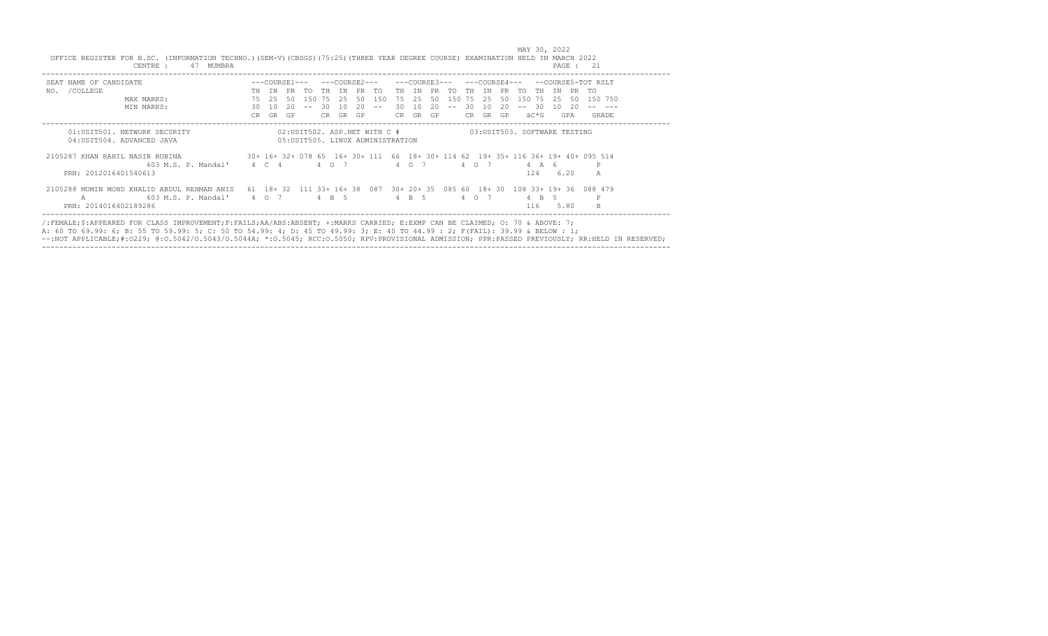MAY 30, 2022

OFFICE REGISTER FOR B.SC. (INFORMATION TECHNO.)(SEM-V)(CBSGS)(75:25)(THREE YEAR DEGREE COURSE) EXAMINATION HELD IN MARCH 2022

CENTRE : 47 MUMBRA

```
SEAT NAME OF CANDIDATE                        ---COURSE1---   ---COURSE2---    ---COURSE3---   ---COURSE4---   --COURSE5-TOT RSLT
NO. /COLLEGE                                  TH  IN  PR  TO  TH  IN  PR  TO   TH  IN  PR  TO  TH  IN  PR  TO  TH  IN  PR  TO
               MAX MARKS:                     75  25  50  150 75  25  50  150  75  25  50  150 75  25  50  150 75  25  50  150 750
               MIN MARKS:                     30  10  20  --  30  10  20  --   30  10  20  --  30  10  20  --  30  10  20  --  ---
                                              CR  GR  GP      CR  GR  GP       CR  GR  GP      CR  GR  GP      äC*G   GPA    GRADE
```

01:USIT501. NETWORK SECURITY
02:USIT502. ASP.NET WITH C #
03:USIT503. SOFTWARE TESTING
04:USIT504. ADVANCED JAVA
05:USIT505. LINUX ADMINISTRATION

```
2105287 KHAN RAHIL NASIR RUBINA              30+ 16+ 32+ 078 65  16+ 30+ 111  66  18+ 30+ 114 62  19+ 35+ 116 36+ 19+ 40+ 095 514
                 603 M.S. P. Mandal'          4  C  4         4  O  7          4  O  7         4  O  7         4  A  6          P
    PRN: 2012016401540613                                                                                      124   6.20       A

2105288 MOMIN MOHD KHALID ABDUL REHMAN ANIS  61  18+ 32  111 33+ 16+ 38  087  30+ 20+ 35  085 60  18+ 30  108 33+ 19+ 36  088 479
        A        603 M.S. P. Mandal'          4  O  7         4  B  5          4  B  5         4  O  7         4  B  5          P
    PRN: 2014016402189286                                                                                      116   5.80       B
```

/:FEMALE;$:APPEARED FOR CLASS IMPROVEMENT;F:FAILS;AA/ABS:ABSENT; +:MARKS CARRIED; E:EXMP CAN BE CLAIMED; O: 70 & ABOVE: 7;
A: 60 TO 69.99: 6; B: 55 TO 59.99: 5; C: 50 TO 54.99: 4; D: 45 TO 49.99: 3; E: 40 TO 44.99 : 2; F(FAIL): 39.99 & BELOW : 1;
--:NOT APPLICABLE;#:O229; @:O.5042/O.5043/O.5044A; *:O.5045; RCC:O.5050; RPV:PROVISIONAL ADMISSION; PPR:PASSED PREVIOUSLY; RR:HELD IN RESERVED;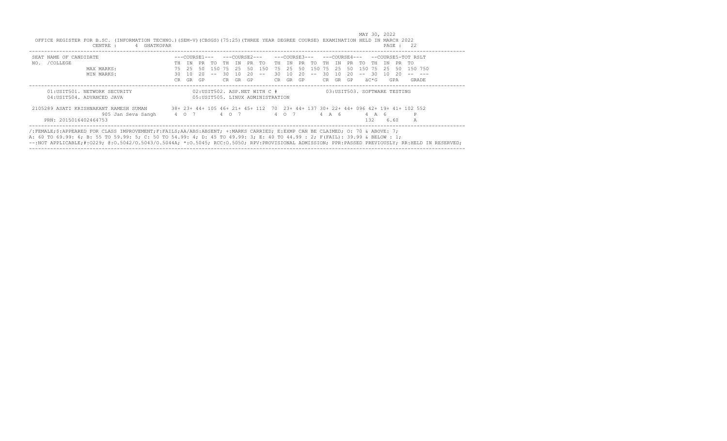MAY 30, 2022

OFFICE REGISTER FOR B.SC. (INFORMATION TECHNO.)(SEM-V)(CBSGS)(75:25)(THREE YEAR DEGREE COURSE) EXAMINATION HELD IN MARCH 2022

CENTRE : 4 GHATKOPAR

PAGE : 22

```
SEAT NAME OF CANDIDATE                        ---COURSE1---   ---COURSE2---    ---COURSE3---   ---COURSE4---   --COURSE5-TOT RSLT
NO.  /COLLEGE                                 TH  IN  PR  TO  TH  IN  PR  TO   TH  IN  PR  TO  TH  IN  PR  TO  TH  IN  PR  TO
               MAX MARKS:                     75  25  50  150 75  25  50  150  75  25  50  150 75  25  50  150 75  25  50  150 750
               MIN MARKS:                     30  10  20  --  30  10  20  --   30  10  20  --  30  10  20  --  30  10  20  --  ---
                                              CR  GR  GP      CR  GR  GP       CR  GR  GP      CR  GR  GP      äC*G    GPA     GRADE
```

01:USIT501. NETWORK SECURITY
02:USIT502. ASP.NET WITH C #
03:USIT503. SOFTWARE TESTING
04:USIT504. ADVANCED JAVA
05:USIT505. LINUX ADMINISTRATION

```
2105289 ASATI KRISHNAKANT RAMESH SUMAN        38+ 23+ 44+ 105 46+ 21+ 45+ 112  70  23+ 44+ 137 30+ 22+ 44+ 096 42+ 19+ 41+ 102 552
                 905 Jan Seva Sangh           4   O   7       4   O   7        4   O   7       4   A   6       4   A   6          P
     PRN: 2015016402464753                                                                                    132     6.60       A
```

/:FEMALE;$:APPEARED FOR CLASS IMPROVEMENT;F:FAILS;AA/ABS:ABSENT; +:MARKS CARRIED; E:EXMP CAN BE CLAIMED; O: 70 & ABOVE: 7;
A: 60 TO 69.99: 6; B: 55 TO 59.99: 5; C: 50 TO 54.99: 4; D: 45 TO 49.99: 3; E: 40 TO 44.99 : 2; F(FAIL): 39.99 & BELOW : 1;
--:NOT APPLICABLE;#:O229; @:O.5042/O.5043/O.5044A; *:O.5045; RCC:O.5050; RPV:PROVISIONAL ADMISSION; PPR:PASSED PREVIOUSLY; RR:HELD IN RESERVED;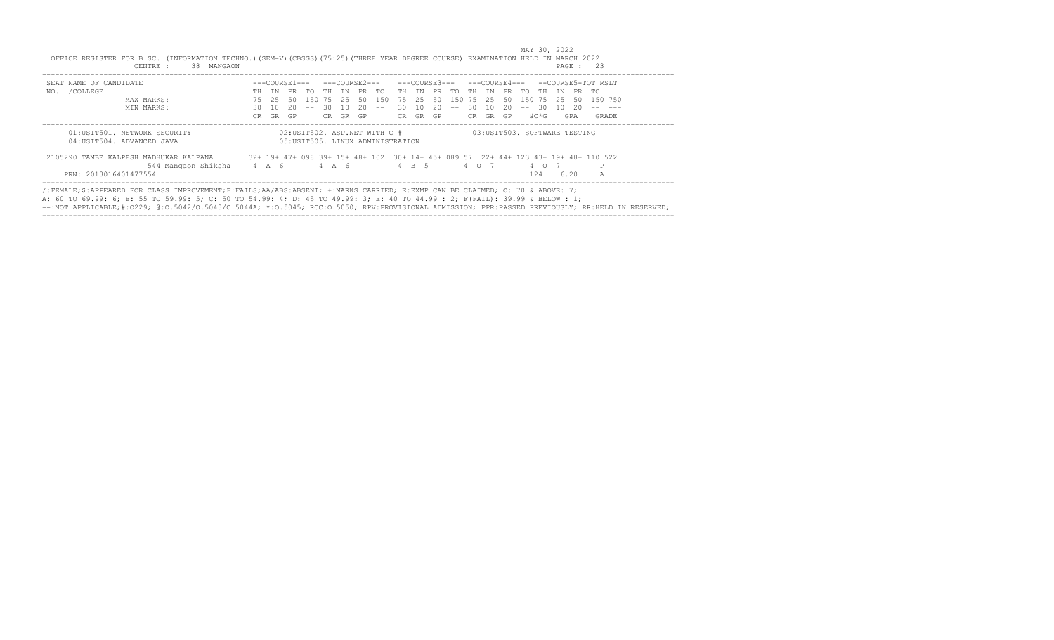MAY 30, 2022

OFFICE REGISTER FOR B.SC. (INFORMATION TECHNO.)(SEM-V)(CBSGS)(75:25)(THREE YEAR DEGREE COURSE) EXAMINATION HELD IN MARCH 2022

CENTRE : 38 MANGAON

```
SEAT NAME OF CANDIDATE                   ---COURSE1---   ---COURSE2---    ---COURSE3---   ---COURSE4---   --COURSE5-TOT RSLT
NO.  /COLLEGE                            TH  IN  PR  TO  TH  IN  PR  TO   TH  IN  PR  TO  TH  IN  PR  TO  TH  IN  PR  TO
              MAX MARKS:                 75  25  50  150 75  25  50  150  75  25  50  150 75  25  50  150 75  25  50  150 750
              MIN MARKS:                 30  10  20  --  30  10  20  --   30  10  20  --  30  10  20  --  30  10  20  --  ---
                                         CR  GR  GP      CR  GR  GP       CR  GR  GP      CR  GR  GP      äC*G    GPA    GRADE
----------------------------------------------------------------------------------------------------------------------------
   01:USIT501. NETWORK SECURITY                 02:USIT502. ASP.NET WITH C #              03:USIT503. SOFTWARE TESTING
   04:USIT504. ADVANCED JAVA                    05:USIT505. LINUX ADMINISTRATION

2105290 TAMBE KALPESH MADHUKAR KALPANA   32+ 19+ 47+ 098 39+ 15+ 48+ 102  30+ 14+ 45+ 089 57  22+ 44+ 123 43+ 19+ 48+ 110 522
            544 Mangaon Shiksha          4  A  6         4  A  6          4  B  5         4  O  7         4  O  7          P
   PRN: 2013016401477554                                                                                  124    6.20    A
----------------------------------------------------------------------------------------------------------------------------
```

/:FEMALE;$:APPEARED FOR CLASS IMPROVEMENT;F:FAILS;AA/ABS:ABSENT; +:MARKS CARRIED; E:EXMP CAN BE CLAIMED; O: 70 & ABOVE: 7;
A: 60 TO 69.99: 6; B: 55 TO 59.99: 5; C: 50 TO 54.99: 4; D: 45 TO 49.99: 3; E: 40 TO 44.99 : 2; F(FAIL): 39.99 & BELOW : 1;
--:NOT APPLICABLE;#:O229; @:O.5042/O.5043/O.5044A; *:O.5045; RCC:O.5050; RPV:PROVISIONAL ADMISSION; PPR:PASSED PREVIOUSLY; RR:HELD IN RESERVED;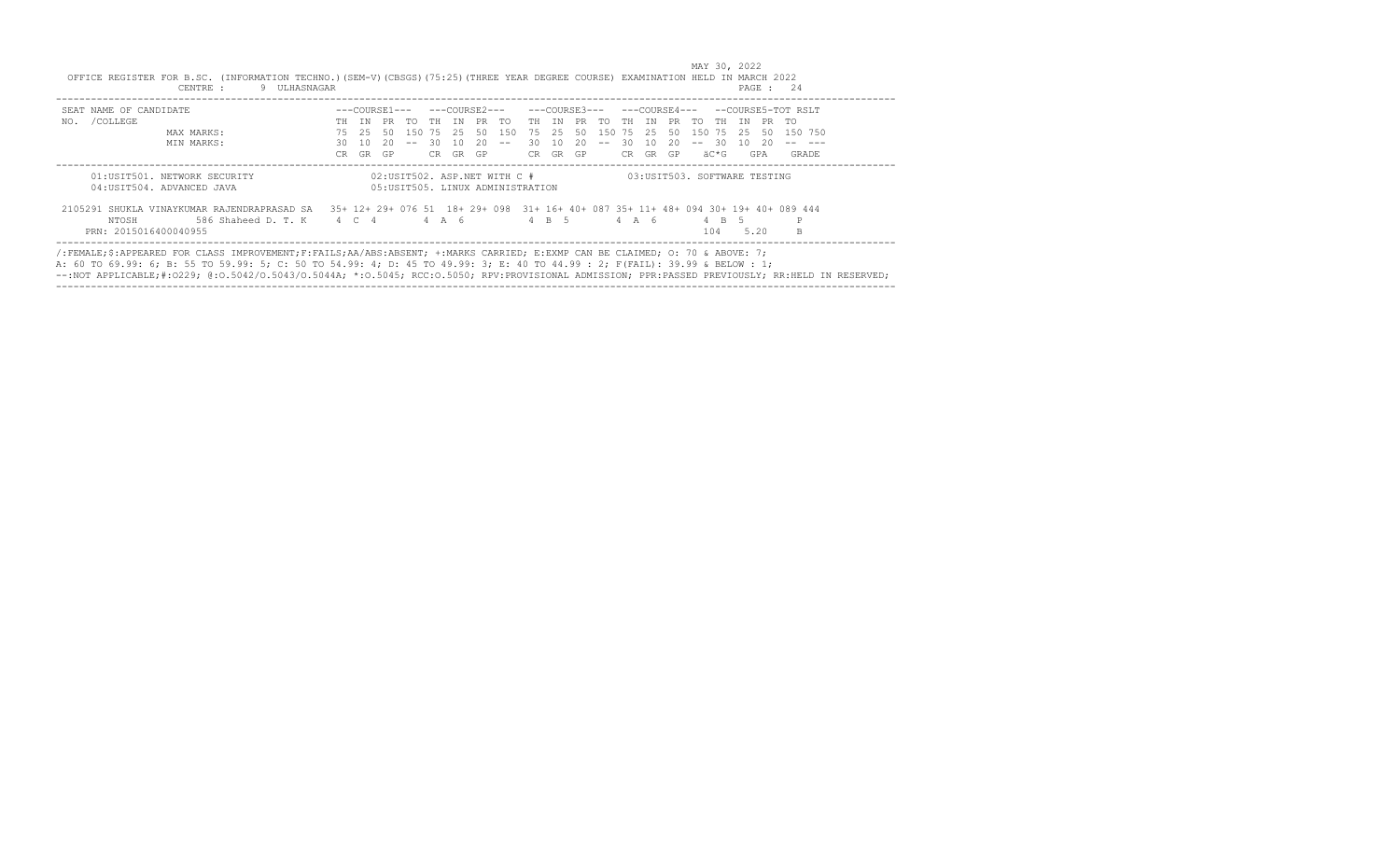MAY 30, 2022

OFFICE REGISTER FOR B.SC. (INFORMATION TECHNO.)(SEM-V)(CBSGS)(75:25)(THREE YEAR DEGREE COURSE) EXAMINATION HELD IN MARCH 2022

CENTRE : 9 ULHASNAGAR

| SEAT NAME OF CANDIDATE NO. /COLLEGE | | ---COURSE1--- | | | | ---COURSE2--- | | | | ---COURSE3--- | | | | ---COURSE4--- | | | | --COURSE5-TOT | | | | RSLT |
|---|---|---|---|---|---|---|---|---|---|---|---|---|---|---|---|---|---|---|---|---|---|---|
| | | TH | IN | PR | TO | TH | IN | PR | TO | TH | IN | PR | TO | TH | IN | PR | TO | TH | IN | PR | TO | |
| | MAX MARKS: | 75 | 25 | 50 | 150 | 75 | 25 | 50 | 150 | 75 | 25 | 50 | 150 | 75 | 25 | 50 | 150 | 75 | 25 | 50 | 150 | 750 |
| | MIN MARKS: | 30 | 10 | 20 | -- | 30 | 10 | 20 | -- | 30 | 10 | 20 | -- | 30 | 10 | 20 | -- | 30 | 10 | 20 | -- | --- |
| | | CR | GR | GP | | CR | GR | GP | | CR | GR | GP | | CR | GR | GP | | äC*G | | GPA | | GRADE |

01:USIT501. NETWORK SECURITY
02:USIT502. ASP.NET WITH C #
03:USIT503. SOFTWARE TESTING
04:USIT504. ADVANCED JAVA
05:USIT505. LINUX ADMINISTRATION

```
2105291 SHUKLA VINAYKUMAR RAJENDRAPRASAD SA   35+ 12+ 29+ 076 51  18+ 29+ 098  31+ 16+ 40+ 087 35+ 11+ 48+ 094 30+ 19+ 40+ 089 444
        NTOSH         586 Shaheed D. T. K     4  C  4        4  A  6           4  B  5        4  A  6         4  B  5           P
    PRN: 2015016400040955                                                                                     104    5.20      B
```

/:FEMALE;$:APPEARED FOR CLASS IMPROVEMENT;F:FAILS;AA/ABS:ABSENT; +:MARKS CARRIED; E:EXMP CAN BE CLAIMED; O: 70 & ABOVE: 7;
A: 60 TO 69.99: 6; B: 55 TO 59.99: 5; C: 50 TO 54.99: 4; D: 45 TO 49.99: 3; E: 40 TO 44.99 : 2; F(FAIL): 39.99 & BELOW : 1;
--:NOT APPLICABLE;#:O229; @:O.5042/O.5043/O.5044A; *:O.5045; RCC:O.5050; RPV:PROVISIONAL ADMISSION; PPR:PASSED PREVIOUSLY; RR:HELD IN RESERVED;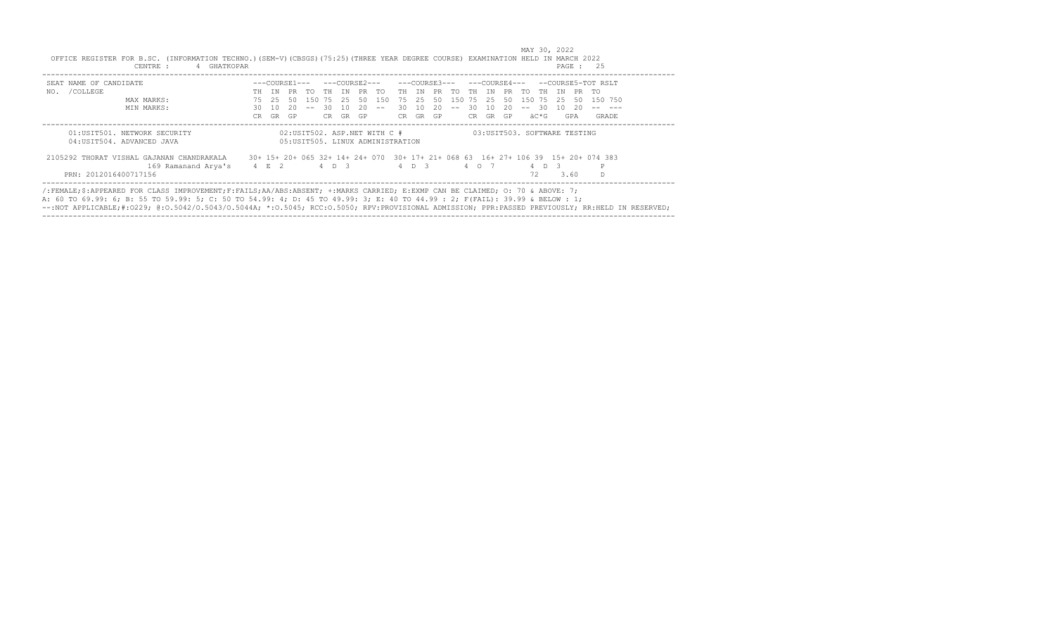MAY 30, 2022

OFFICE REGISTER FOR B.SC. (INFORMATION TECHNO.)(SEM-V)(CBSGS)(75:25)(THREE YEAR DEGREE COURSE) EXAMINATION HELD IN MARCH 2022

CENTRE : 4 GHATKOPAR

```
SEAT NAME OF CANDIDATE                        ---COURSE1---   ---COURSE2---    ---COURSE3---   ---COURSE4---   --COURSE5-TOT RSLT
NO.  /COLLEGE                                 TH  IN  PR  TO  TH  IN  PR  TO   TH  IN  PR  TO  TH  IN  PR  TO  TH  IN  PR  TO
               MAX MARKS:                     75  25  50  150 75  25  50  150  75  25  50  150 75  25  50  150 75  25  50  150 750
               MIN MARKS:                     30  10  20  --  30  10  20  --   30  10  20  --  30  10  20  --  30  10  20  --  ---
                                              CR  GR  GP      CR  GR  GP       CR  GR  GP      CR  GR  GP      äC*G    GPA     GRADE
-----------------------------------------------------------------------------------------------------------------------------------
     01:USIT501. NETWORK SECURITY                    02:USIT502. ASP.NET WITH C #                03:USIT503. SOFTWARE TESTING
     04:USIT504. ADVANCED JAVA                       05:USIT505. LINUX ADMINISTRATION

 2105292 THORAT VISHAL GAJANAN CHANDRAKALA    30+ 15+ 20+ 065 32+ 14+ 24+ 070  30+ 17+ 21+ 068 63  16+ 27+ 106 39  15+ 20+ 074 383
                  169 Ramanand Arya's         4  E  2         4  D  3          4  D  3         4  O  7         4  D  3             P
    PRN: 2012016400717156                                                                                      72      3.60        D
-----------------------------------------------------------------------------------------------------------------------------------
```

/:FEMALE;$:APPEARED FOR CLASS IMPROVEMENT;F:FAILS;AA/ABS:ABSENT; +:MARKS CARRIED; E:EXMP CAN BE CLAIMED; O: 70 & ABOVE: 7;
A: 60 TO 69.99: 6; B: 55 TO 59.99: 5; C: 50 TO 54.99: 4; D: 45 TO 49.99: 3; E: 40 TO 44.99 : 2; F(FAIL): 39.99 & BELOW : 1;
--:NOT APPLICABLE;#:O229; @:O.5042/O.5043/O.5044A; *:O.5045; RCC:O.5050; RPV:PROVISIONAL ADMISSION; PPR:PASSED PREVIOUSLY; RR:HELD IN RESERVED;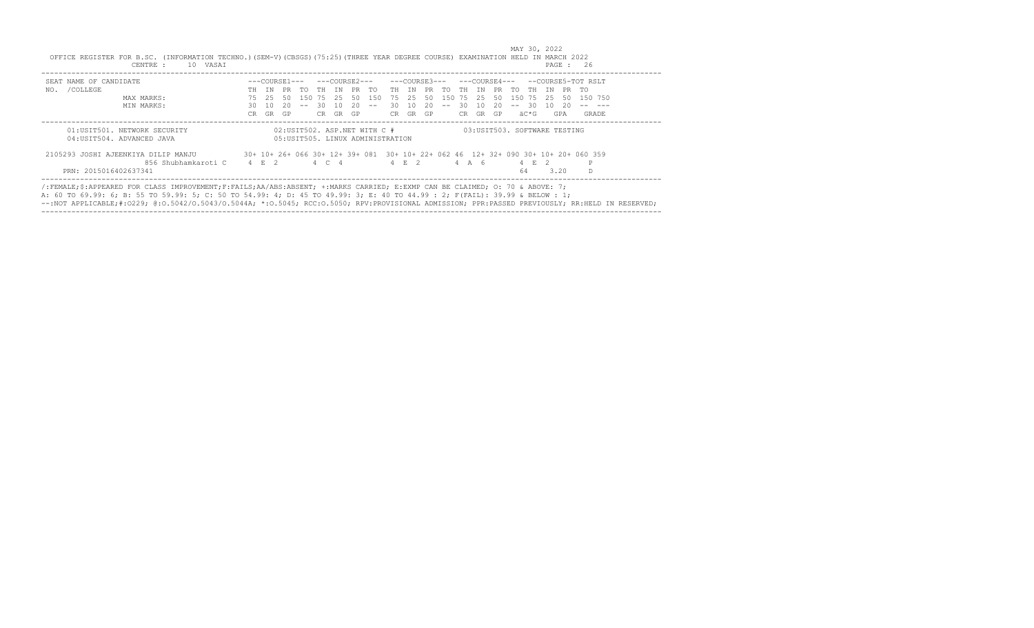MAY 30, 2022

OFFICE REGISTER FOR B.SC. (INFORMATION TECHNO.)(SEM-V)(CBSGS)(75:25)(THREE YEAR DEGREE COURSE) EXAMINATION HELD IN MARCH 2022

CENTRE : 10 VASAI

| SEAT NAME OF CANDIDATE NO. /COLLEGE | | ---COURSE1--- | | | | ---COURSE2--- | | | | ---COURSE3--- | | | | ---COURSE4--- | | | | --COURSE5-TOT RSLT | | | | | |
|---|---|---|---|---|---|---|---|---|---|---|---|---|---|---|---|---|---|---|---|---|---|---|---|
| | | TH | IN | PR | TO | TH | IN | PR | TO | TH | IN | PR | TO | TH | IN | PR | TO | TH | IN | PR | TO | | |
| | MAX MARKS: | 75 | 25 | 50 | 150 | 75 | 25 | 50 | 150 | 75 | 25 | 50 | 150 | 75 | 25 | 50 | 150 | 75 | 25 | 50 | 150 | 750 | |
| | MIN MARKS: | 30 | 10 | 20 | -- | 30 | 10 | 20 | -- | 30 | 10 | 20 | -- | 30 | 10 | 20 | -- | 30 | 10 | 20 | -- | --- | |
| | | CR | GR | GP | | CR | GR | GP | | CR | GR | GP | | CR | GR | GP | | äC*G | | GPA | | | GRADE |

01:USIT501. NETWORK SECURITY 02:USIT502. ASP.NET WITH C # 03:USIT503. SOFTWARE TESTING

04:USIT504. ADVANCED JAVA 05:USIT505. LINUX ADMINISTRATION

```
2105293 JOSHI AJEENKIYA DILIP MANJU          30+ 10+ 26+ 066 30+ 12+ 39+ 081  30+ 10+ 22+ 062 46  12+ 32+ 090 30+ 10+ 20+ 060 359
                856 Shubhamkaroti C     4  E  2       4  C  4          4  E  2       4  A  6        4  E  2              P
    PRN: 2015016402637341                                                                            64     3.20     D
```

/:FEMALE;$:APPEARED FOR CLASS IMPROVEMENT;F:FAILS;AA/ABS:ABSENT; +:MARKS CARRIED; E:EXMP CAN BE CLAIMED; O: 70 & ABOVE: 7;
A: 60 TO 69.99: 6; B: 55 TO 59.99: 5; C: 50 TO 54.99: 4; D: 45 TO 49.99: 3; E: 40 TO 44.99 : 2; F(FAIL): 39.99 & BELOW : 1;
--:NOT APPLICABLE;#:O229; @:O.5042/O.5043/O.5044A; *:O.5045; RCC:O.5050; RPV:PROVISIONAL ADMISSION; PPR:PASSED PREVIOUSLY; RR:HELD IN RESERVED;